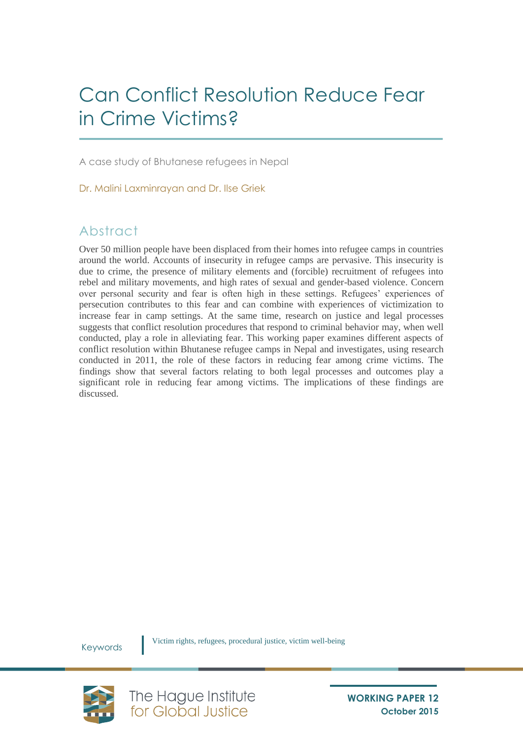# Can Conflict Resolution Reduce Fear in Crime Victims?

A case study of Bhutanese refugees in Nepal

Dr. Malini Laxminrayan and Dr. Ilse Griek

## Abstract

Over 50 million people have been displaced from their homes into refugee camps in countries around the world. Accounts of insecurity in refugee camps are pervasive. This insecurity is due to crime, the presence of military elements and (forcible) recruitment of refugees into rebel and military movements, and high rates of sexual and gender-based violence. Concern over personal security and fear is often high in these settings. Refugees' experiences of persecution contributes to this fear and can combine with experiences of victimization to increase fear in camp settings. At the same time, research on justice and legal processes suggests that conflict resolution procedures that respond to criminal behavior may, when well conducted, play a role in alleviating fear. This working paper examines different aspects of conflict resolution within Bhutanese refugee camps in Nepal and investigates, using research conducted in 2011, the role of these factors in reducing fear among crime victims. The findings show that several factors relating to both legal processes and outcomes play a significant role in reducing fear among victims. The implications of these findings are discussed.

Keywords: Victim rights, refugees, procedural justice, victim well-being

The Hague Institute for Global Justice

**WORKING PAPER 12**
**October 2015**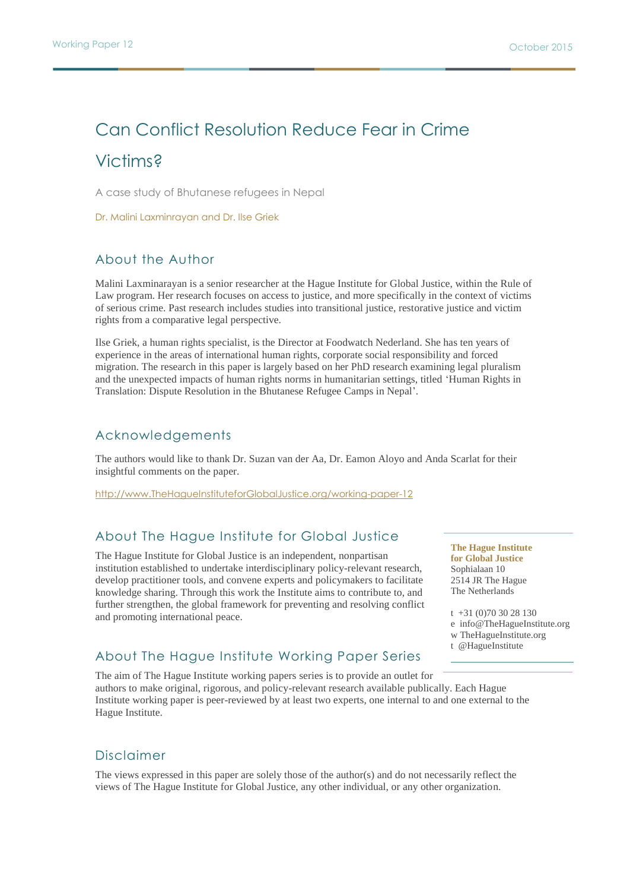# Can Conflict Resolution Reduce Fear in Crime Victims?

A case study of Bhutanese refugees in Nepal

Dr. Malini Laxminrayan and Dr. Ilse Griek

## About the Author

Malini Laxminarayan is a senior researcher at the Hague Institute for Global Justice, within the Rule of Law program. Her research focuses on access to justice, and more specifically in the context of victims of serious crime. Past research includes studies into transitional justice, restorative justice and victim rights from a comparative legal perspective.

Ilse Griek, a human rights specialist, is the Director at Foodwatch Nederland. She has ten years of experience in the areas of international human rights, corporate social responsibility and forced migration. The research in this paper is largely based on her PhD research examining legal pluralism and the unexpected impacts of human rights norms in humanitarian settings, titled 'Human Rights in Translation: Dispute Resolution in the Bhutanese Refugee Camps in Nepal'.

## Acknowledgements

The authors would like to thank Dr. Suzan van der Aa, Dr. Eamon Aloyo and Anda Scarlat for their insightful comments on the paper.

http://www.TheHagueInstituteforGlobalJustice.org/working-paper-12

## About The Hague Institute for Global Justice

The Hague Institute for Global Justice is an independent, nonpartisan institution established to undertake interdisciplinary policy-relevant research, develop practitioner tools, and convene experts and policymakers to facilitate knowledge sharing. Through this work the Institute aims to contribute to, and further strengthen, the global framework for preventing and resolving conflict and promoting international peace.

**The Hague Institute for Global Justice**
Sophialaan 10
2514 JR The Hague
The Netherlands

t +31 (0)70 30 28 130
e info@TheHagueInstitute.org
w TheHagueInstitute.org
t @HagueInstitute

## About The Hague Institute Working Paper Series

The aim of The Hague Institute working papers series is to provide an outlet for authors to make original, rigorous, and policy-relevant research available publically. Each Hague Institute working paper is peer-reviewed by at least two experts, one internal to and one external to the Hague Institute.

## Disclaimer

The views expressed in this paper are solely those of the author(s) and do not necessarily reflect the views of The Hague Institute for Global Justice, any other individual, or any other organization.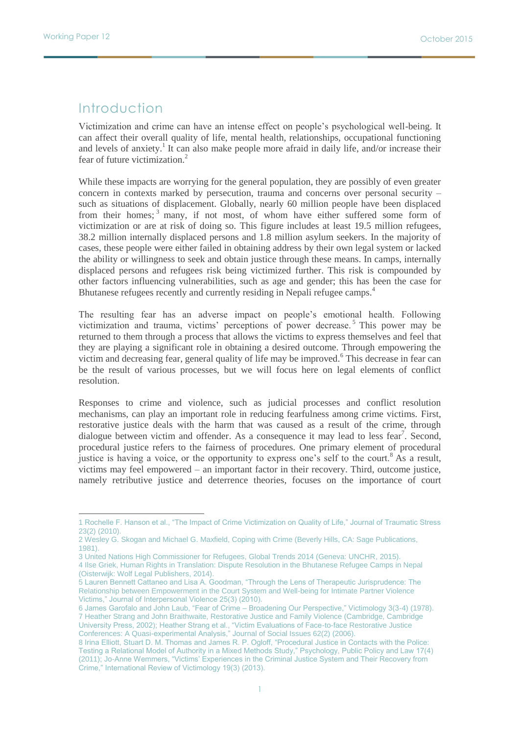# Introduction

Victimization and crime can have an intense effect on people's psychological well-being. It can affect their overall quality of life, mental health, relationships, occupational functioning and levels of anxiety.[1] It can also make people more afraid in daily life, and/or increase their fear of future victimization.[2]

While these impacts are worrying for the general population, they are possibly of even greater concern in contexts marked by persecution, trauma and concerns over personal security – such as situations of displacement. Globally, nearly 60 million people have been displaced from their homes;[3] many, if not most, of whom have either suffered some form of victimization or are at risk of doing so. This figure includes at least 19.5 million refugees, 38.2 million internally displaced persons and 1.8 million asylum seekers. In the majority of cases, these people were either failed in obtaining address by their own legal system or lacked the ability or willingness to seek and obtain justice through these means. In camps, internally displaced persons and refugees risk being victimized further. This risk is compounded by other factors influencing vulnerabilities, such as age and gender; this has been the case for Bhutanese refugees recently and currently residing in Nepali refugee camps.[4]

The resulting fear has an adverse impact on people's emotional health. Following victimization and trauma, victims' perceptions of power decrease.[5] This power may be returned to them through a process that allows the victims to express themselves and feel that they are playing a significant role in obtaining a desired outcome. Through empowering the victim and decreasing fear, general quality of life may be improved.[6] This decrease in fear can be the result of various processes, but we will focus here on legal elements of conflict resolution.

Responses to crime and violence, such as judicial processes and conflict resolution mechanisms, can play an important role in reducing fearfulness among crime victims. First, restorative justice deals with the harm that was caused as a result of the crime, through dialogue between victim and offender. As a consequence it may lead to less fear[7]. Second, procedural justice refers to the fairness of procedures. One primary element of procedural justice is having a voice, or the opportunity to express one's self to the court.[8] As a result, victims may feel empowered – an important factor in their recovery. Third, outcome justice, namely retributive justice and deterrence theories, focuses on the importance of court

---

1 Rochelle F. Hanson et al., "The Impact of Crime Victimization on Quality of Life," Journal of Traumatic Stress 23(2) (2010).

2 Wesley G. Skogan and Michael G. Maxfield, Coping with Crime (Beverly Hills, CA: Sage Publications, 1981).

3 United Nations High Commissioner for Refugees, Global Trends 2014 (Geneva: UNCHR, 2015).

4 Ilse Griek, Human Rights in Translation: Dispute Resolution in the Bhutanese Refugee Camps in Nepal (Oisterwijk: Wolf Legal Publishers, 2014).

5 Lauren Bennett Cattaneo and Lisa A. Goodman, "Through the Lens of Therapeutic Jurisprudence: The Relationship between Empowerment in the Court System and Well-being for Intimate Partner Violence Victims," Journal of Interpersonal Violence 25(3) (2010).

6 James Garofalo and John Laub, "Fear of Crime – Broadening Our Perspective," Victimology 3(3-4) (1978).

7 Heather Strang and John Braithwaite, Restorative Justice and Family Violence (Cambridge, Cambridge University Press, 2002); Heather Strang et al., "Victim Evaluations of Face-to-face Restorative Justice Conferences: A Quasi-experimental Analysis," Journal of Social Issues 62(2) (2006).

8 Irina Elliott, Stuart D. M. Thomas and James R. P. Ogloff, "Procedural Justice in Contacts with the Police: Testing a Relational Model of Authority in a Mixed Methods Study," Psychology, Public Policy and Law 17(4) (2011); Jo-Anne Wemmers, "Victims' Experiences in the Criminal Justice System and Their Recovery from Crime," International Review of Victimology 19(3) (2013).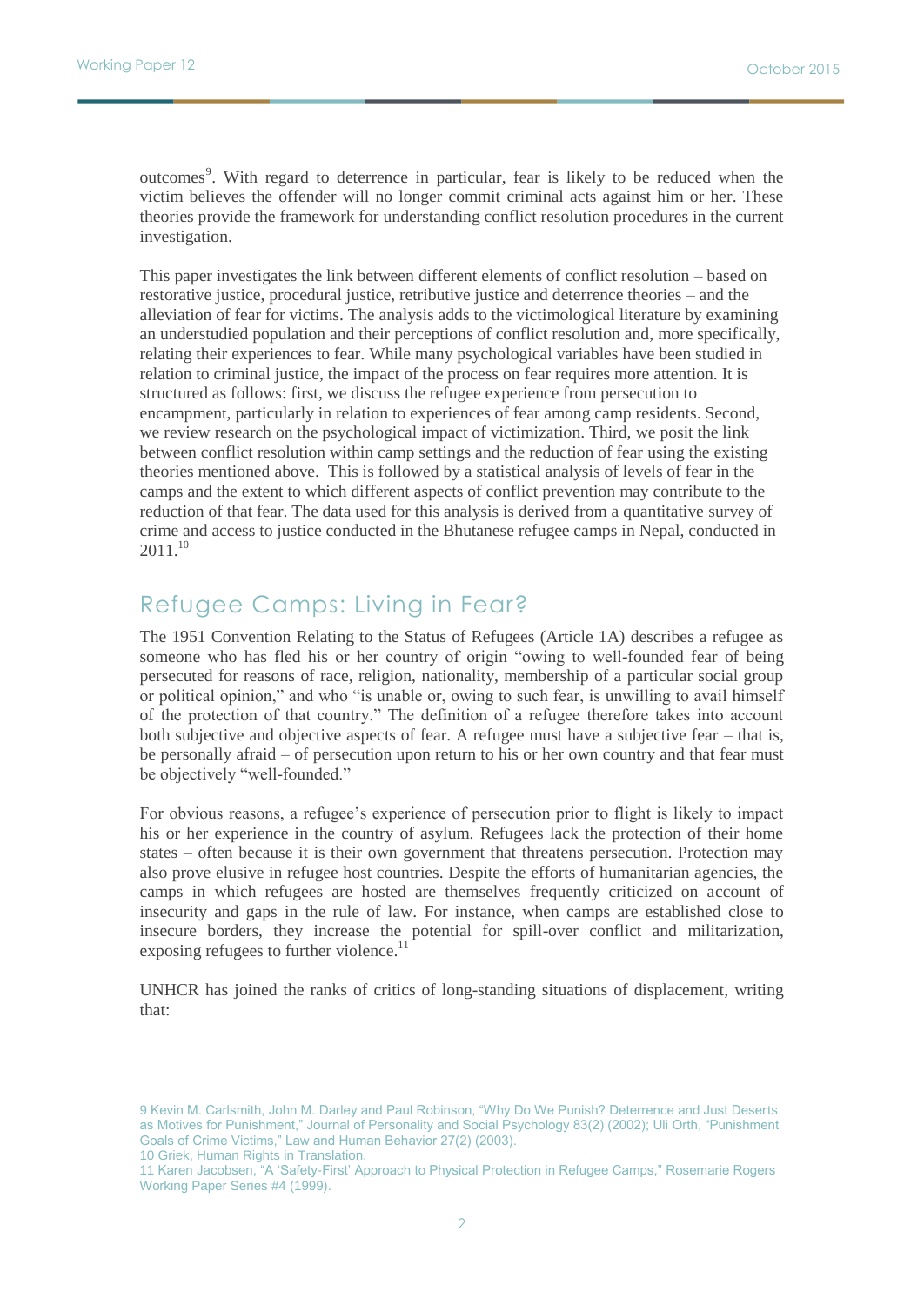outcomes[9]. With regard to deterrence in particular, fear is likely to be reduced when the victim believes the offender will no longer commit criminal acts against him or her. These theories provide the framework for understanding conflict resolution procedures in the current investigation.

This paper investigates the link between different elements of conflict resolution – based on restorative justice, procedural justice, retributive justice and deterrence theories – and the alleviation of fear for victims. The analysis adds to the victimological literature by examining an understudied population and their perceptions of conflict resolution and, more specifically, relating their experiences to fear. While many psychological variables have been studied in relation to criminal justice, the impact of the process on fear requires more attention. It is structured as follows: first, we discuss the refugee experience from persecution to encampment, particularly in relation to experiences of fear among camp residents. Second, we review research on the psychological impact of victimization. Third, we posit the link between conflict resolution within camp settings and the reduction of fear using the existing theories mentioned above. This is followed by a statistical analysis of levels of fear in the camps and the extent to which different aspects of conflict prevention may contribute to the reduction of that fear. The data used for this analysis is derived from a quantitative survey of crime and access to justice conducted in the Bhutanese refugee camps in Nepal, conducted in 2011.[10]

## Refugee Camps: Living in Fear?

The 1951 Convention Relating to the Status of Refugees (Article 1A) describes a refugee as someone who has fled his or her country of origin "owing to well-founded fear of being persecuted for reasons of race, religion, nationality, membership of a particular social group or political opinion," and who "is unable or, owing to such fear, is unwilling to avail himself of the protection of that country." The definition of a refugee therefore takes into account both subjective and objective aspects of fear. A refugee must have a subjective fear – that is, be personally afraid – of persecution upon return to his or her own country and that fear must be objectively "well-founded."

For obvious reasons, a refugee's experience of persecution prior to flight is likely to impact his or her experience in the country of asylum. Refugees lack the protection of their home states – often because it is their own government that threatens persecution. Protection may also prove elusive in refugee host countries. Despite the efforts of humanitarian agencies, the camps in which refugees are hosted are themselves frequently criticized on account of insecurity and gaps in the rule of law. For instance, when camps are established close to insecure borders, they increase the potential for spill-over conflict and militarization, exposing refugees to further violence.[11]

UNHCR has joined the ranks of critics of long-standing situations of displacement, writing that:

---

9 Kevin M. Carlsmith, John M. Darley and Paul Robinson, "Why Do We Punish? Deterrence and Just Deserts as Motives for Punishment," Journal of Personality and Social Psychology 83(2) (2002); Uli Orth, "Punishment Goals of Crime Victims," Law and Human Behavior 27(2) (2003).

10 Griek, Human Rights in Translation.

11 Karen Jacobsen, "A 'Safety-First' Approach to Physical Protection in Refugee Camps," Rosemarie Rogers Working Paper Series #4 (1999).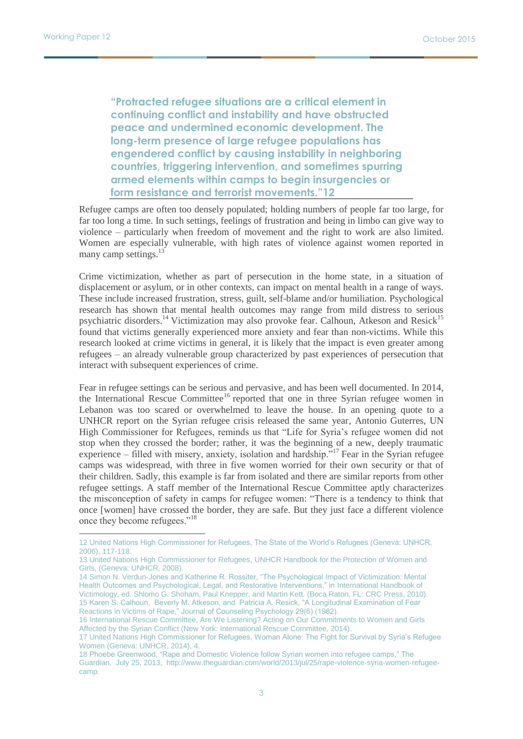> **"Protracted refugee situations are a critical element in continuing conflict and instability and have obstructed peace and undermined economic development. The long-term presence of large refugee populations has engendered conflict by causing instability in neighboring countries, triggering intervention, and sometimes spurring armed elements within camps to begin insurgencies or form resistance and terrorist movements."[12]**

Refugee camps are often too densely populated; holding numbers of people far too large, for far too long a time. In such settings, feelings of frustration and being in limbo can give way to violence – particularly when freedom of movement and the right to work are also limited. Women are especially vulnerable, with high rates of violence against women reported in many camp settings.[13]

Crime victimization, whether as part of persecution in the home state, in a situation of displacement or asylum, or in other contexts, can impact on mental health in a range of ways. These include increased frustration, stress, guilt, self-blame and/or humiliation. Psychological research has shown that mental health outcomes may range from mild distress to serious psychiatric disorders.[14] Victimization may also provoke fear. Calhoun, Atkeson and Resick[15] found that victims generally experienced more anxiety and fear than non-victims. While this research looked at crime victims in general, it is likely that the impact is even greater among refugees – an already vulnerable group characterized by past experiences of persecution that interact with subsequent experiences of crime.

Fear in refugee settings can be serious and pervasive, and has been well documented. In 2014, the International Rescue Committee[16] reported that one in three Syrian refugee women in Lebanon was too scared or overwhelmed to leave the house. In an opening quote to a UNHCR report on the Syrian refugee crisis released the same year, Antonio Guterres, UN High Commissioner for Refugees, reminds us that "Life for Syria's refugee women did not stop when they crossed the border; rather, it was the beginning of a new, deeply traumatic experience – filled with misery, anxiety, isolation and hardship."[17] Fear in the Syrian refugee camps was widespread, with three in five women worried for their own security or that of their children. Sadly, this example is far from isolated and there are similar reports from other refugee settings. A staff member of the International Rescue Committee aptly characterizes the misconception of safety in camps for refugee women: "There is a tendency to think that once [women] have crossed the border, they are safe. But they just face a different violence once they become refugees."[18]

---

12 United Nations High Commissioner for Refugees, The State of the World's Refugees (Geneva: UNHCR, 2006), 117-118.

13 United Nations High Commissioner for Refugees, UNHCR Handbook for the Protection of Women and Girls, (Geneva: UNHCR, 2008).

14 Simon N. Verdun-Jones and Katherine R. Rossiter, "The Psychological Impact of Victimization: Mental Health Outcomes and Psychological, Legal, and Restorative Interventions," in International Handbook of Victimology, ed. Shlomo G. Shoham, Paul Knepper, and Martin Kett. (Boca Raton, FL: CRC Press, 2010).

15 Karen S. Calhoun, Beverly M. Atkeson, and Patricia A. Resick, "A Longitudinal Examination of Fear Reactions in Victims of Rape," Journal of Counseling Psychology 29(6) (1982).

16 International Rescue Committee, Are We Listening? Acting on Our Commitments to Women and Girls Affected by the Syrian Conflict (New York: International Rescue Committee, 2014).

17 United Nations High Commissioner for Refugees, Woman Alone: The Fight for Survival by Syria's Refugee Women (Geneva: UNHCR, 2014), 4.

18 Phoebe Greenwood, "Rape and Domestic Violence follow Syrian women into refugee camps," The Guardian, July 25, 2013, http://www.theguardian.com/world/2013/jul/25/rape-violence-syria-women-refugee-camp.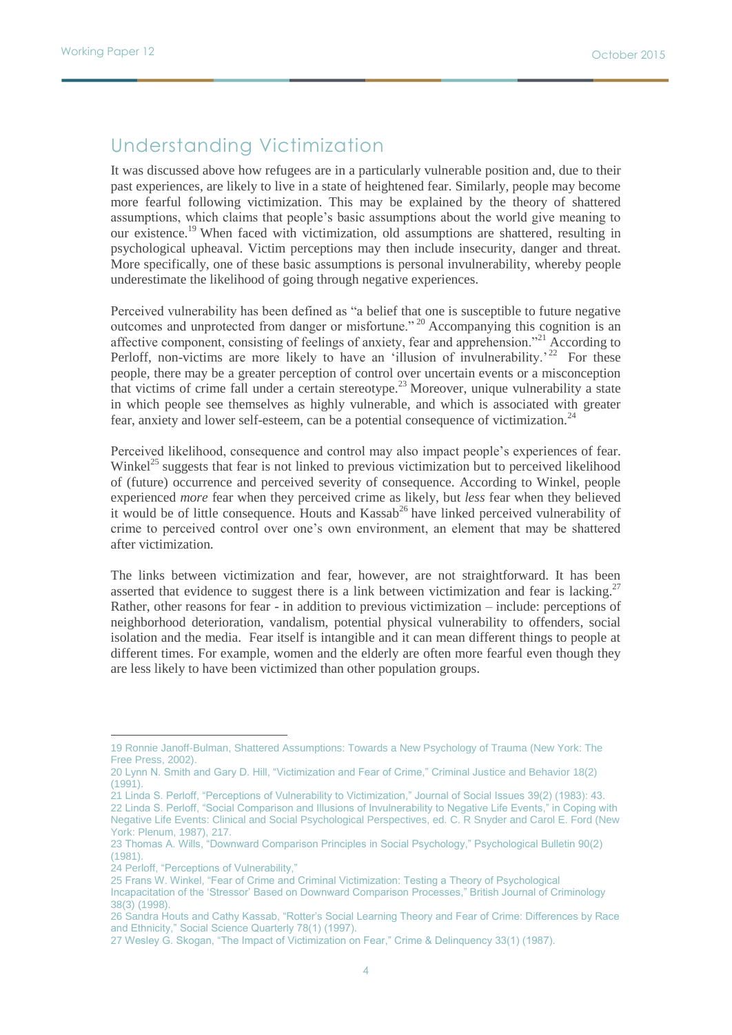## Understanding Victimization

It was discussed above how refugees are in a particularly vulnerable position and, due to their past experiences, are likely to live in a state of heightened fear. Similarly, people may become more fearful following victimization. This may be explained by the theory of shattered assumptions, which claims that people's basic assumptions about the world give meaning to our existence.[19] When faced with victimization, old assumptions are shattered, resulting in psychological upheaval. Victim perceptions may then include insecurity, danger and threat. More specifically, one of these basic assumptions is personal invulnerability, whereby people underestimate the likelihood of going through negative experiences.

Perceived vulnerability has been defined as "a belief that one is susceptible to future negative outcomes and unprotected from danger or misfortune."[20] Accompanying this cognition is an affective component, consisting of feelings of anxiety, fear and apprehension."[21] According to Perloff, non-victims are more likely to have an 'illusion of invulnerability.'[22] For these people, there may be a greater perception of control over uncertain events or a misconception that victims of crime fall under a certain stereotype.[23] Moreover, unique vulnerability a state in which people see themselves as highly vulnerable, and which is associated with greater fear, anxiety and lower self-esteem, can be a potential consequence of victimization.[24]

Perceived likelihood, consequence and control may also impact people's experiences of fear. Winkel[25] suggests that fear is not linked to previous victimization but to perceived likelihood of (future) occurrence and perceived severity of consequence. According to Winkel, people experienced *more* fear when they perceived crime as likely, but *less* fear when they believed it would be of little consequence. Houts and Kassab[26] have linked perceived vulnerability of crime to perceived control over one's own environment, an element that may be shattered after victimization.

The links between victimization and fear, however, are not straightforward. It has been asserted that evidence to suggest there is a link between victimization and fear is lacking.[27] Rather, other reasons for fear - in addition to previous victimization – include: perceptions of neighborhood deterioration, vandalism, potential physical vulnerability to offenders, social isolation and the media. Fear itself is intangible and it can mean different things to people at different times. For example, women and the elderly are often more fearful even though they are less likely to have been victimized than other population groups.

---

19 Ronnie Janoff-Bulman, Shattered Assumptions: Towards a New Psychology of Trauma (New York: The Free Press, 2002).
20 Lynn N. Smith and Gary D. Hill, "Victimization and Fear of Crime," Criminal Justice and Behavior 18(2) (1991).
21 Linda S. Perloff, "Perceptions of Vulnerability to Victimization," Journal of Social Issues 39(2) (1983): 43.
22 Linda S. Perloff, "Social Comparison and Illusions of Invulnerability to Negative Life Events," in Coping with Negative Life Events: Clinical and Social Psychological Perspectives, ed. C. R Snyder and Carol E. Ford (New York: Plenum, 1987), 217.
23 Thomas A. Wills, "Downward Comparison Principles in Social Psychology," Psychological Bulletin 90(2) (1981).
24 Perloff, "Perceptions of Vulnerability,"
25 Frans W. Winkel, "Fear of Crime and Criminal Victimization: Testing a Theory of Psychological Incapacitation of the 'Stressor' Based on Downward Comparison Processes," British Journal of Criminology 38(3) (1998).
26 Sandra Houts and Cathy Kassab, "Rotter's Social Learning Theory and Fear of Crime: Differences by Race and Ethnicity," Social Science Quarterly 78(1) (1997).
27 Wesley G. Skogan, "The Impact of Victimization on Fear," Crime & Delinquency 33(1) (1987).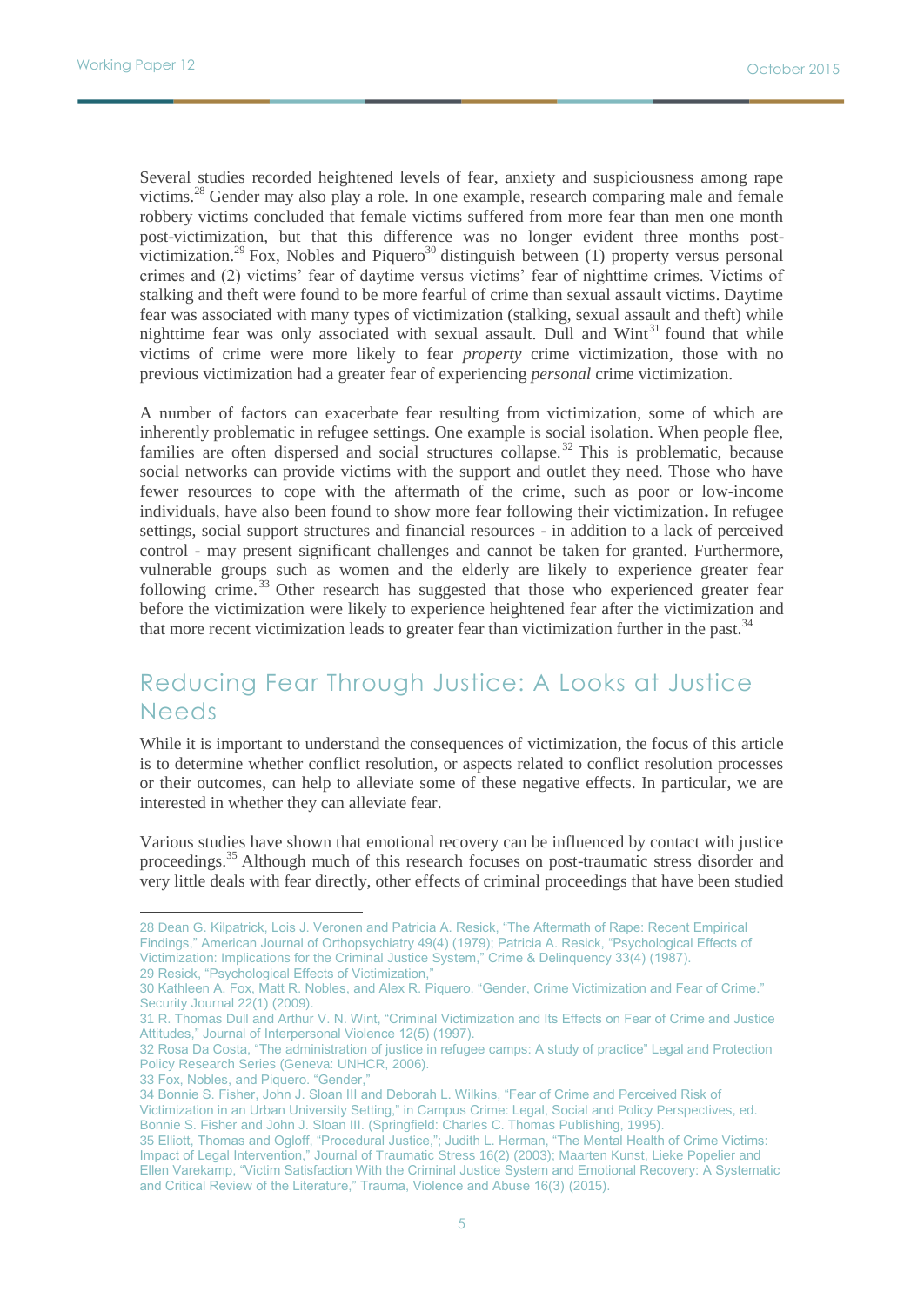Several studies recorded heightened levels of fear, anxiety and suspiciousness among rape victims.[28] Gender may also play a role. In one example, research comparing male and female robbery victims concluded that female victims suffered from more fear than men one month post-victimization, but that this difference was no longer evident three months post-victimization.[29] Fox, Nobles and Piquero[30] distinguish between (1) property versus personal crimes and (2) victims' fear of daytime versus victims' fear of nighttime crimes. Victims of stalking and theft were found to be more fearful of crime than sexual assault victims. Daytime fear was associated with many types of victimization (stalking, sexual assault and theft) while nighttime fear was only associated with sexual assault. Dull and Wint[31] found that while victims of crime were more likely to fear *property* crime victimization, those with no previous victimization had a greater fear of experiencing *personal* crime victimization.

A number of factors can exacerbate fear resulting from victimization, some of which are inherently problematic in refugee settings. One example is social isolation. When people flee, families are often dispersed and social structures collapse.[32] This is problematic, because social networks can provide victims with the support and outlet they need. Those who have fewer resources to cope with the aftermath of the crime, such as poor or low-income individuals, have also been found to show more fear following their victimization**.** In refugee settings, social support structures and financial resources - in addition to a lack of perceived control - may present significant challenges and cannot be taken for granted. Furthermore, vulnerable groups such as women and the elderly are likely to experience greater fear following crime.[33] Other research has suggested that those who experienced greater fear before the victimization were likely to experience heightened fear after the victimization and that more recent victimization leads to greater fear than victimization further in the past.[34]

## Reducing Fear Through Justice: A Looks at Justice Needs

While it is important to understand the consequences of victimization, the focus of this article is to determine whether conflict resolution, or aspects related to conflict resolution processes or their outcomes, can help to alleviate some of these negative effects. In particular, we are interested in whether they can alleviate fear.

Various studies have shown that emotional recovery can be influenced by contact with justice proceedings.[35] Although much of this research focuses on post-traumatic stress disorder and very little deals with fear directly, other effects of criminal proceedings that have been studied

---

28 Dean G. Kilpatrick, Lois J. Veronen and Patricia A. Resick, "The Aftermath of Rape: Recent Empirical Findings," American Journal of Orthopsychiatry 49(4) (1979); Patricia A. Resick, "Psychological Effects of Victimization: Implications for the Criminal Justice System," Crime & Delinquency 33(4) (1987).

29 Resick, "Psychological Effects of Victimization,"

30 Kathleen A. Fox, Matt R. Nobles, and Alex R. Piquero. "Gender, Crime Victimization and Fear of Crime." Security Journal 22(1) (2009).

31 R. Thomas Dull and Arthur V. N. Wint, "Criminal Victimization and Its Effects on Fear of Crime and Justice Attitudes," Journal of Interpersonal Violence 12(5) (1997).

32 Rosa Da Costa, "The administration of justice in refugee camps: A study of practice" Legal and Protection Policy Research Series (Geneva: UNHCR, 2006).

33 Fox, Nobles, and Piquero. "Gender,"

34 Bonnie S. Fisher, John J. Sloan III and Deborah L. Wilkins, "Fear of Crime and Perceived Risk of Victimization in an Urban University Setting," in Campus Crime: Legal, Social and Policy Perspectives, ed. Bonnie S. Fisher and John J. Sloan III. (Springfield: Charles C. Thomas Publishing, 1995).

35 Elliott, Thomas and Ogloff, "Procedural Justice,"; Judith L. Herman, "The Mental Health of Crime Victims: Impact of Legal Intervention," Journal of Traumatic Stress 16(2) (2003); Maarten Kunst, Lieke Popelier and Ellen Varekamp, "Victim Satisfaction With the Criminal Justice System and Emotional Recovery: A Systematic and Critical Review of the Literature," Trauma, Violence and Abuse 16(3) (2015).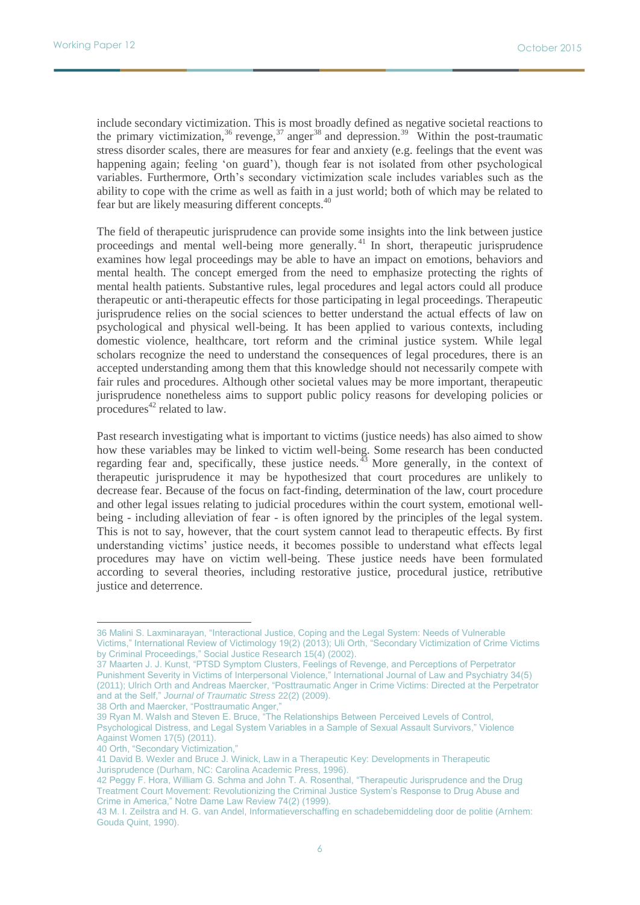include secondary victimization. This is most broadly defined as negative societal reactions to the primary victimization,[36] revenge,[37] anger[38] and depression.[39] Within the post-traumatic stress disorder scales, there are measures for fear and anxiety (e.g. feelings that the event was happening again; feeling 'on guard'), though fear is not isolated from other psychological variables. Furthermore, Orth's secondary victimization scale includes variables such as the ability to cope with the crime as well as faith in a just world; both of which may be related to fear but are likely measuring different concepts.[40]

The field of therapeutic jurisprudence can provide some insights into the link between justice proceedings and mental well-being more generally.[41] In short, therapeutic jurisprudence examines how legal proceedings may be able to have an impact on emotions, behaviors and mental health. The concept emerged from the need to emphasize protecting the rights of mental health patients. Substantive rules, legal procedures and legal actors could all produce therapeutic or anti-therapeutic effects for those participating in legal proceedings. Therapeutic jurisprudence relies on the social sciences to better understand the actual effects of law on psychological and physical well-being. It has been applied to various contexts, including domestic violence, healthcare, tort reform and the criminal justice system. While legal scholars recognize the need to understand the consequences of legal procedures, there is an accepted understanding among them that this knowledge should not necessarily compete with fair rules and procedures. Although other societal values may be more important, therapeutic jurisprudence nonetheless aims to support public policy reasons for developing policies or procedures[42] related to law.

Past research investigating what is important to victims (justice needs) has also aimed to show how these variables may be linked to victim well-being. Some research has been conducted regarding fear and, specifically, these justice needs.[43] More generally, in the context of therapeutic jurisprudence it may be hypothesized that court procedures are unlikely to decrease fear. Because of the focus on fact-finding, determination of the law, court procedure and other legal issues relating to judicial procedures within the court system, emotional well-being - including alleviation of fear - is often ignored by the principles of the legal system. This is not to say, however, that the court system cannot lead to therapeutic effects. By first understanding victims' justice needs, it becomes possible to understand what effects legal procedures may have on victim well-being. These justice needs have been formulated according to several theories, including restorative justice, procedural justice, retributive justice and deterrence.

---

36 Malini S. Laxminarayan, "Interactional Justice, Coping and the Legal System: Needs of Vulnerable Victims," International Review of Victimology 19(2) (2013); Uli Orth, "Secondary Victimization of Crime Victims by Criminal Proceedings," Social Justice Research 15(4) (2002).

37 Maarten J. J. Kunst, "PTSD Symptom Clusters, Feelings of Revenge, and Perceptions of Perpetrator Punishment Severity in Victims of Interpersonal Violence," International Journal of Law and Psychiatry 34(5) (2011); Ulrich Orth and Andreas Maercker, "Posttraumatic Anger in Crime Victims: Directed at the Perpetrator and at the Self," *Journal of Traumatic Stress* 22(2) (2009).

38 Orth and Maercker, "Posttraumatic Anger,"

39 Ryan M. Walsh and Steven E. Bruce, "The Relationships Between Perceived Levels of Control, Psychological Distress, and Legal System Variables in a Sample of Sexual Assault Survivors," Violence Against Women 17(5) (2011).

40 Orth, "Secondary Victimization,"

41 David B. Wexler and Bruce J. Winick, Law in a Therapeutic Key: Developments in Therapeutic Jurisprudence (Durham, NC: Carolina Academic Press, 1996).

42 Peggy F. Hora, William G. Schma and John T. A. Rosenthal, "Therapeutic Jurisprudence and the Drug Treatment Court Movement: Revolutionizing the Criminal Justice System's Response to Drug Abuse and Crime in America," Notre Dame Law Review 74(2) (1999).

43 M. I. Zeilstra and H. G. van Andel, Informatieverschaffing en schadebemiddeling door de politie (Arnhem: Gouda Quint, 1990).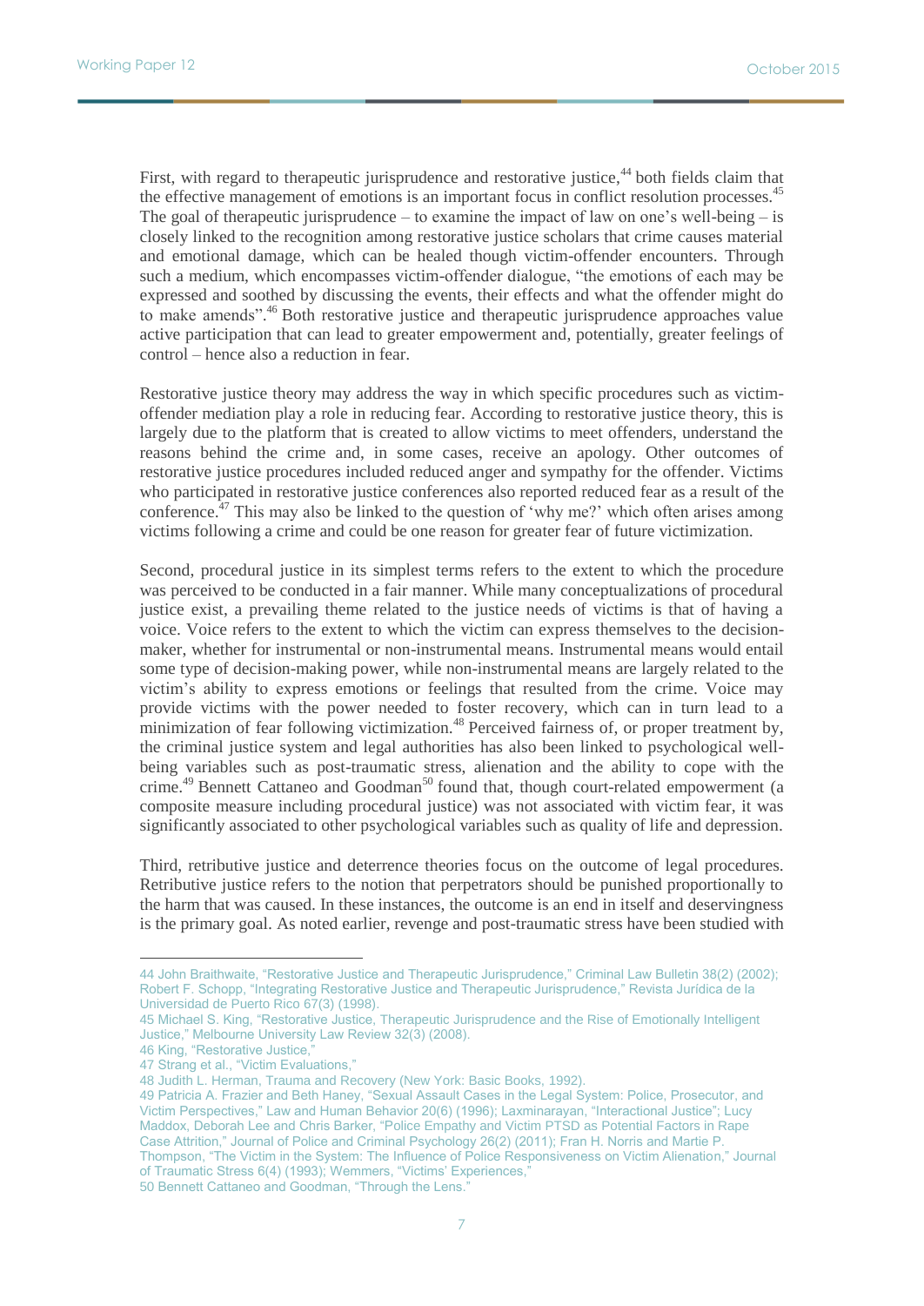First, with regard to therapeutic jurisprudence and restorative justice,[44] both fields claim that the effective management of emotions is an important focus in conflict resolution processes.[45] The goal of therapeutic jurisprudence – to examine the impact of law on one's well-being – is closely linked to the recognition among restorative justice scholars that crime causes material and emotional damage, which can be healed though victim-offender encounters. Through such a medium, which encompasses victim-offender dialogue, "the emotions of each may be expressed and soothed by discussing the events, their effects and what the offender might do to make amends".[46] Both restorative justice and therapeutic jurisprudence approaches value active participation that can lead to greater empowerment and, potentially, greater feelings of control – hence also a reduction in fear.

Restorative justice theory may address the way in which specific procedures such as victim-offender mediation play a role in reducing fear. According to restorative justice theory, this is largely due to the platform that is created to allow victims to meet offenders, understand the reasons behind the crime and, in some cases, receive an apology. Other outcomes of restorative justice procedures included reduced anger and sympathy for the offender. Victims who participated in restorative justice conferences also reported reduced fear as a result of the conference.[47] This may also be linked to the question of 'why me?' which often arises among victims following a crime and could be one reason for greater fear of future victimization.

Second, procedural justice in its simplest terms refers to the extent to which the procedure was perceived to be conducted in a fair manner. While many conceptualizations of procedural justice exist, a prevailing theme related to the justice needs of victims is that of having a voice. Voice refers to the extent to which the victim can express themselves to the decision-maker, whether for instrumental or non-instrumental means. Instrumental means would entail some type of decision-making power, while non-instrumental means are largely related to the victim's ability to express emotions or feelings that resulted from the crime. Voice may provide victims with the power needed to foster recovery, which can in turn lead to a minimization of fear following victimization.[48] Perceived fairness of, or proper treatment by, the criminal justice system and legal authorities has also been linked to psychological well-being variables such as post-traumatic stress, alienation and the ability to cope with the crime.[49] Bennett Cattaneo and Goodman[50] found that, though court-related empowerment (a composite measure including procedural justice) was not associated with victim fear, it was significantly associated to other psychological variables such as quality of life and depression.

Third, retributive justice and deterrence theories focus on the outcome of legal procedures. Retributive justice refers to the notion that perpetrators should be punished proportionally to the harm that was caused. In these instances, the outcome is an end in itself and deservingness is the primary goal. As noted earlier, revenge and post-traumatic stress have been studied with

---

44 John Braithwaite, "Restorative Justice and Therapeutic Jurisprudence," Criminal Law Bulletin 38(2) (2002); Robert F. Schopp, "Integrating Restorative Justice and Therapeutic Jurisprudence," Revista Jurídica de la Universidad de Puerto Rico 67(3) (1998).

45 Michael S. King, "Restorative Justice, Therapeutic Jurisprudence and the Rise of Emotionally Intelligent Justice," Melbourne University Law Review 32(3) (2008).

46 King, "Restorative Justice,"

47 Strang et al., "Victim Evaluations,"

48 Judith L. Herman, Trauma and Recovery (New York: Basic Books, 1992).

49 Patricia A. Frazier and Beth Haney, "Sexual Assault Cases in the Legal System: Police, Prosecutor, and Victim Perspectives," Law and Human Behavior 20(6) (1996); Laxminarayan, "Interactional Justice"; Lucy Maddox, Deborah Lee and Chris Barker, "Police Empathy and Victim PTSD as Potential Factors in Rape Case Attrition," Journal of Police and Criminal Psychology 26(2) (2011); Fran H. Norris and Martie P. Thompson, "The Victim in the System: The Influence of Police Responsiveness on Victim Alienation," Journal of Traumatic Stress 6(4) (1993); Wemmers, "Victims' Experiences,"

50 Bennett Cattaneo and Goodman, "Through the Lens."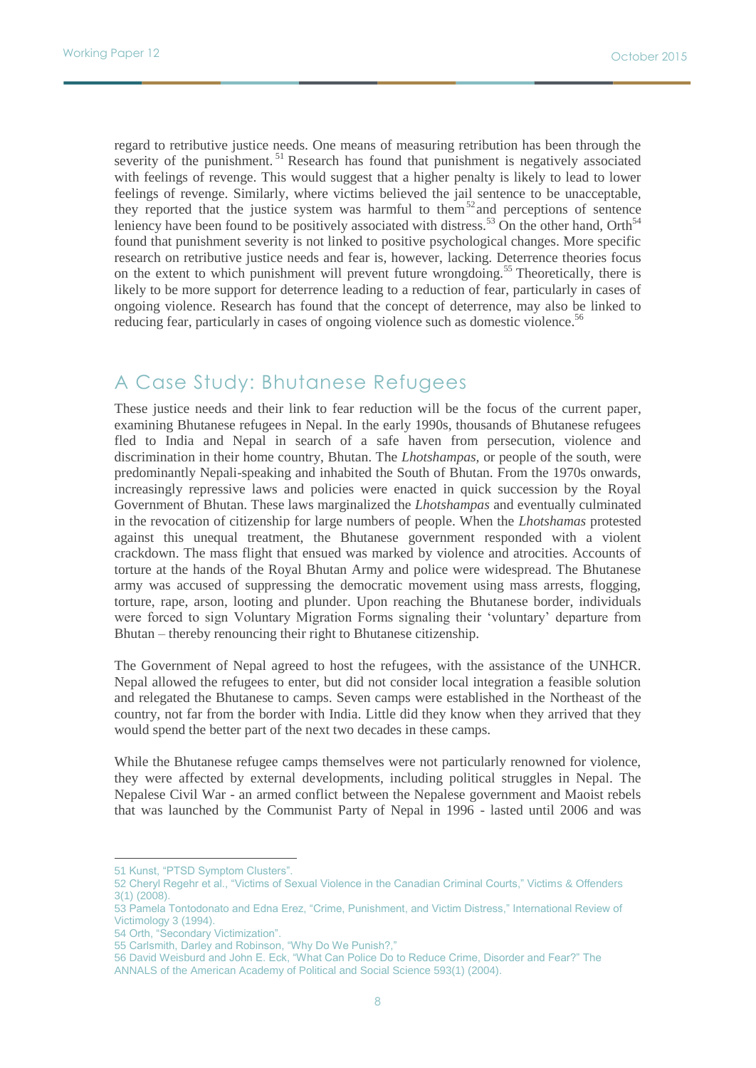regard to retributive justice needs. One means of measuring retribution has been through the severity of the punishment.[51] Research has found that punishment is negatively associated with feelings of revenge. This would suggest that a higher penalty is likely to lead to lower feelings of revenge. Similarly, where victims believed the jail sentence to be unacceptable, they reported that the justice system was harmful to them[52] and perceptions of sentence leniency have been found to be positively associated with distress.[53] On the other hand, Orth[54] found that punishment severity is not linked to positive psychological changes. More specific research on retributive justice needs and fear is, however, lacking. Deterrence theories focus on the extent to which punishment will prevent future wrongdoing.[55] Theoretically, there is likely to be more support for deterrence leading to a reduction of fear, particularly in cases of ongoing violence. Research has found that the concept of deterrence, may also be linked to reducing fear, particularly in cases of ongoing violence such as domestic violence.[56]

## A Case Study: Bhutanese Refugees

These justice needs and their link to fear reduction will be the focus of the current paper, examining Bhutanese refugees in Nepal. In the early 1990s, thousands of Bhutanese refugees fled to India and Nepal in search of a safe haven from persecution, violence and discrimination in their home country, Bhutan. The *Lhotshampas,* or people of the south, were predominantly Nepali-speaking and inhabited the South of Bhutan. From the 1970s onwards, increasingly repressive laws and policies were enacted in quick succession by the Royal Government of Bhutan. These laws marginalized the *Lhotshampas* and eventually culminated in the revocation of citizenship for large numbers of people. When the *Lhotshamas* protested against this unequal treatment, the Bhutanese government responded with a violent crackdown. The mass flight that ensued was marked by violence and atrocities. Accounts of torture at the hands of the Royal Bhutan Army and police were widespread. The Bhutanese army was accused of suppressing the democratic movement using mass arrests, flogging, torture, rape, arson, looting and plunder. Upon reaching the Bhutanese border, individuals were forced to sign Voluntary Migration Forms signaling their 'voluntary' departure from Bhutan – thereby renouncing their right to Bhutanese citizenship.

The Government of Nepal agreed to host the refugees, with the assistance of the UNHCR. Nepal allowed the refugees to enter, but did not consider local integration a feasible solution and relegated the Bhutanese to camps. Seven camps were established in the Northeast of the country, not far from the border with India. Little did they know when they arrived that they would spend the better part of the next two decades in these camps.

While the Bhutanese refugee camps themselves were not particularly renowned for violence, they were affected by external developments, including political struggles in Nepal. The Nepalese Civil War - an armed conflict between the Nepalese government and Maoist rebels that was launched by the Communist Party of Nepal in 1996 - lasted until 2006 and was

---

51 Kunst, "PTSD Symptom Clusters".

52 Cheryl Regehr et al., "Victims of Sexual Violence in the Canadian Criminal Courts," Victims & Offenders 3(1) (2008).

53 Pamela Tontodonato and Edna Erez, "Crime, Punishment, and Victim Distress," International Review of Victimology 3 (1994).

54 Orth, "Secondary Victimization".

55 Carlsmith, Darley and Robinson, "Why Do We Punish?,"

56 David Weisburd and John E. Eck, "What Can Police Do to Reduce Crime, Disorder and Fear?" The ANNALS of the American Academy of Political and Social Science 593(1) (2004).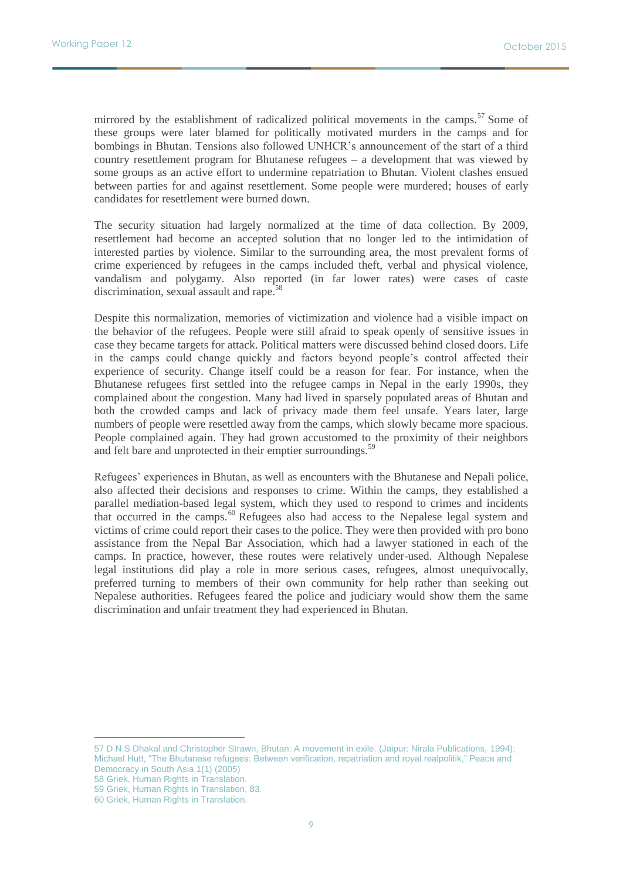mirrored by the establishment of radicalized political movements in the camps.[57] Some of these groups were later blamed for politically motivated murders in the camps and for bombings in Bhutan. Tensions also followed UNHCR's announcement of the start of a third country resettlement program for Bhutanese refugees – a development that was viewed by some groups as an active effort to undermine repatriation to Bhutan. Violent clashes ensued between parties for and against resettlement. Some people were murdered; houses of early candidates for resettlement were burned down.

The security situation had largely normalized at the time of data collection. By 2009, resettlement had become an accepted solution that no longer led to the intimidation of interested parties by violence. Similar to the surrounding area, the most prevalent forms of crime experienced by refugees in the camps included theft, verbal and physical violence, vandalism and polygamy. Also reported (in far lower rates) were cases of caste discrimination, sexual assault and rape.[58]

Despite this normalization, memories of victimization and violence had a visible impact on the behavior of the refugees. People were still afraid to speak openly of sensitive issues in case they became targets for attack. Political matters were discussed behind closed doors. Life in the camps could change quickly and factors beyond people's control affected their experience of security. Change itself could be a reason for fear. For instance, when the Bhutanese refugees first settled into the refugee camps in Nepal in the early 1990s, they complained about the congestion. Many had lived in sparsely populated areas of Bhutan and both the crowded camps and lack of privacy made them feel unsafe. Years later, large numbers of people were resettled away from the camps, which slowly became more spacious. People complained again. They had grown accustomed to the proximity of their neighbors and felt bare and unprotected in their emptier surroundings.[59]

Refugees' experiences in Bhutan, as well as encounters with the Bhutanese and Nepali police, also affected their decisions and responses to crime. Within the camps, they established a parallel mediation-based legal system, which they used to respond to crimes and incidents that occurred in the camps.[60] Refugees also had access to the Nepalese legal system and victims of crime could report their cases to the police. They were then provided with pro bono assistance from the Nepal Bar Association, which had a lawyer stationed in each of the camps. In practice, however, these routes were relatively under-used. Although Nepalese legal institutions did play a role in more serious cases, refugees, almost unequivocally, preferred turning to members of their own community for help rather than seeking out Nepalese authorities. Refugees feared the police and judiciary would show them the same discrimination and unfair treatment they had experienced in Bhutan.

---

57 D.N.S Dhakal and Christopher Strawn, Bhutan: A movement in exile. (Jaipur: Nirala Publications, 1994); Michael Hutt, "The Bhutanese refugees: Between verification, repatriation and royal realpolitik," Peace and Democracy in South Asia 1(1) (2005)

58 Griek, Human Rights in Translation.

59 Griek, Human Rights in Translation, 83.

60 Griek, Human Rights in Translation.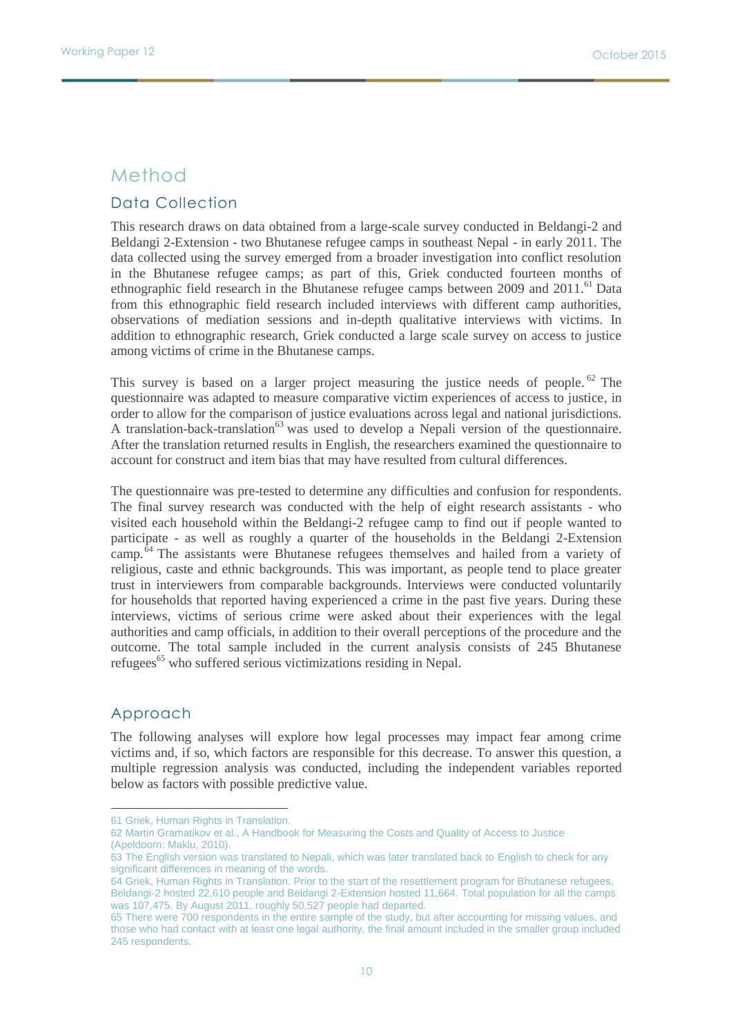# Method

## Data Collection

This research draws on data obtained from a large-scale survey conducted in Beldangi-2 and Beldangi 2-Extension - two Bhutanese refugee camps in southeast Nepal - in early 2011. The data collected using the survey emerged from a broader investigation into conflict resolution in the Bhutanese refugee camps; as part of this, Griek conducted fourteen months of ethnographic field research in the Bhutanese refugee camps between 2009 and 2011.[61] Data from this ethnographic field research included interviews with different camp authorities, observations of mediation sessions and in-depth qualitative interviews with victims. In addition to ethnographic research, Griek conducted a large scale survey on access to justice among victims of crime in the Bhutanese camps.

This survey is based on a larger project measuring the justice needs of people.[62] The questionnaire was adapted to measure comparative victim experiences of access to justice, in order to allow for the comparison of justice evaluations across legal and national jurisdictions. A translation-back-translation[63] was used to develop a Nepali version of the questionnaire. After the translation returned results in English, the researchers examined the questionnaire to account for construct and item bias that may have resulted from cultural differences.

The questionnaire was pre-tested to determine any difficulties and confusion for respondents. The final survey research was conducted with the help of eight research assistants - who visited each household within the Beldangi-2 refugee camp to find out if people wanted to participate - as well as roughly a quarter of the households in the Beldangi 2-Extension camp.[64] The assistants were Bhutanese refugees themselves and hailed from a variety of religious, caste and ethnic backgrounds. This was important, as people tend to place greater trust in interviewers from comparable backgrounds. Interviews were conducted voluntarily for households that reported having experienced a crime in the past five years. During these interviews, victims of serious crime were asked about their experiences with the legal authorities and camp officials, in addition to their overall perceptions of the procedure and the outcome. The total sample included in the current analysis consists of 245 Bhutanese refugees[65] who suffered serious victimizations residing in Nepal.

## Approach

The following analyses will explore how legal processes may impact fear among crime victims and, if so, which factors are responsible for this decrease. To answer this question, a multiple regression analysis was conducted, including the independent variables reported below as factors with possible predictive value.

---

61 Griek, Human Rights in Translation.

62 Martin Gramatikov et al., A Handbook for Measuring the Costs and Quality of Access to Justice (Apeldoorn: Maklu, 2010).

63 The English version was translated to Nepali, which was later translated back to English to check for any significant differences in meaning of the words.

64 Griek, Human Rights in Translation. Prior to the start of the resettlement program for Bhutanese refugees, Beldangi-2 hosted 22,610 people and Beldangi 2-Extension hosted 11,664. Total population for all the camps was 107,475. By August 2011, roughly 50,527 people had departed.

65 There were 700 respondents in the entire sample of the study, but after accounting for missing values, and those who had contact with at least one legal authority, the final amount included in the smaller group included 245 respondents.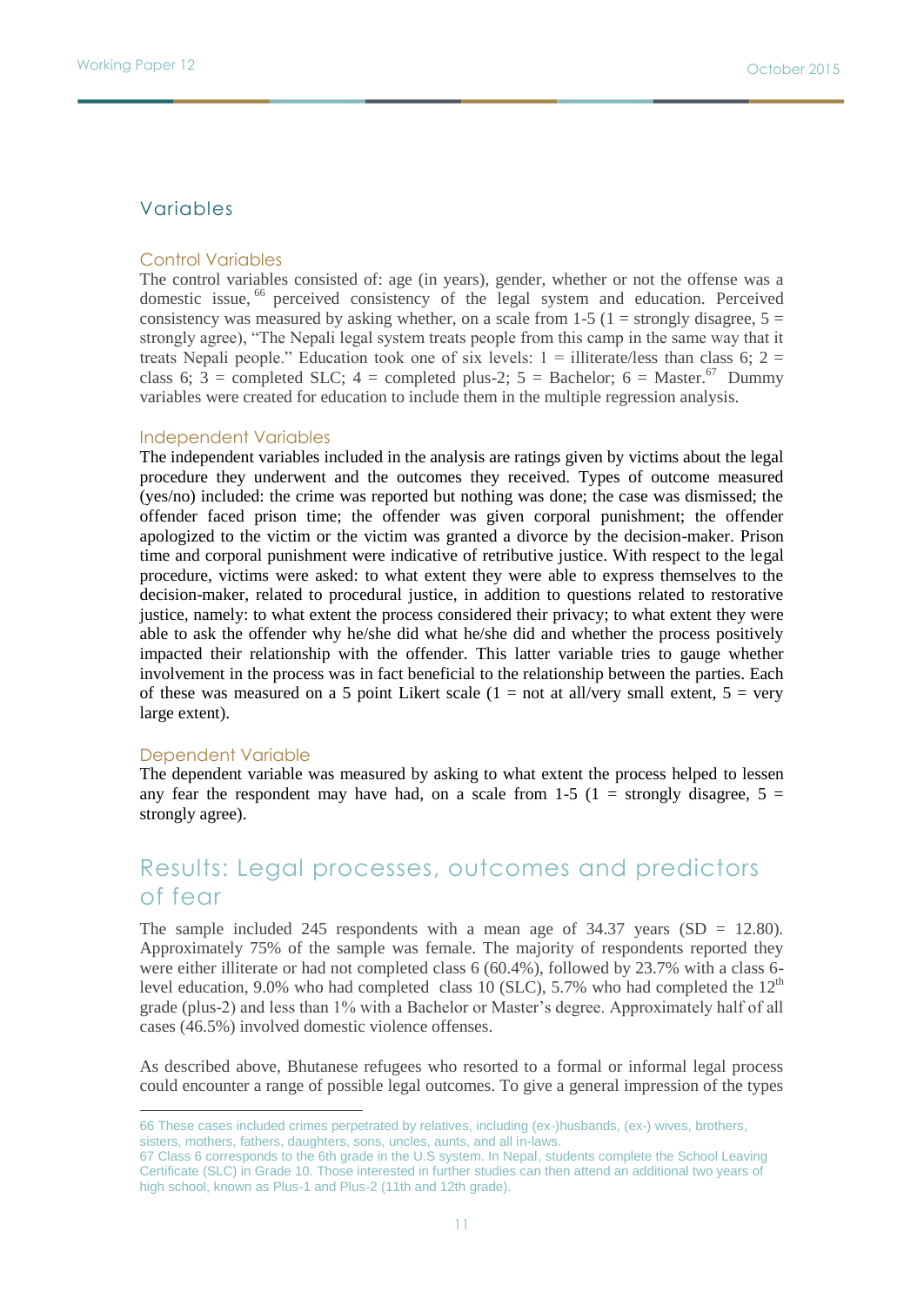## Variables

### Control Variables

The control variables consisted of: age (in years), gender, whether or not the offense was a domestic issue,[66] perceived consistency of the legal system and education. Perceived consistency was measured by asking whether, on a scale from 1-5 (1 = strongly disagree, 5 = strongly agree), "The Nepali legal system treats people from this camp in the same way that it treats Nepali people." Education took one of six levels: 1 = illiterate/less than class 6; 2 = class 6; 3 = completed SLC; 4 = completed plus-2; 5 = Bachelor; 6 = Master.[67] Dummy variables were created for education to include them in the multiple regression analysis.

### Independent Variables

The independent variables included in the analysis are ratings given by victims about the legal procedure they underwent and the outcomes they received. Types of outcome measured (yes/no) included: the crime was reported but nothing was done; the case was dismissed; the offender faced prison time; the offender was given corporal punishment; the offender apologized to the victim or the victim was granted a divorce by the decision-maker. Prison time and corporal punishment were indicative of retributive justice. With respect to the legal procedure, victims were asked: to what extent they were able to express themselves to the decision-maker, related to procedural justice, in addition to questions related to restorative justice, namely: to what extent the process considered their privacy; to what extent they were able to ask the offender why he/she did what he/she did and whether the process positively impacted their relationship with the offender. This latter variable tries to gauge whether involvement in the process was in fact beneficial to the relationship between the parties. Each of these was measured on a 5 point Likert scale (1 = not at all/very small extent, 5 = very large extent).

### Dependent Variable

The dependent variable was measured by asking to what extent the process helped to lessen any fear the respondent may have had, on a scale from 1-5 (1 = strongly disagree, 5 = strongly agree).

## Results: Legal processes, outcomes and predictors of fear

The sample included 245 respondents with a mean age of 34.37 years (SD = 12.80). Approximately 75% of the sample was female. The majority of respondents reported they were either illiterate or had not completed class 6 (60.4%), followed by 23.7% with a class 6-level education, 9.0% who had completed class 10 (SLC), 5.7% who had completed the 12th grade (plus-2) and less than 1% with a Bachelor or Master's degree. Approximately half of all cases (46.5%) involved domestic violence offenses.

As described above, Bhutanese refugees who resorted to a formal or informal legal process could encounter a range of possible legal outcomes. To give a general impression of the types

---

66 These cases included crimes perpetrated by relatives, including (ex-)husbands, (ex-) wives, brothers, sisters, mothers, fathers, daughters, sons, uncles, aunts, and all in-laws.

67 Class 6 corresponds to the 6th grade in the U.S system. In Nepal, students complete the School Leaving Certificate (SLC) in Grade 10. Those interested in further studies can then attend an additional two years of high school, known as Plus-1 and Plus-2 (11th and 12th grade).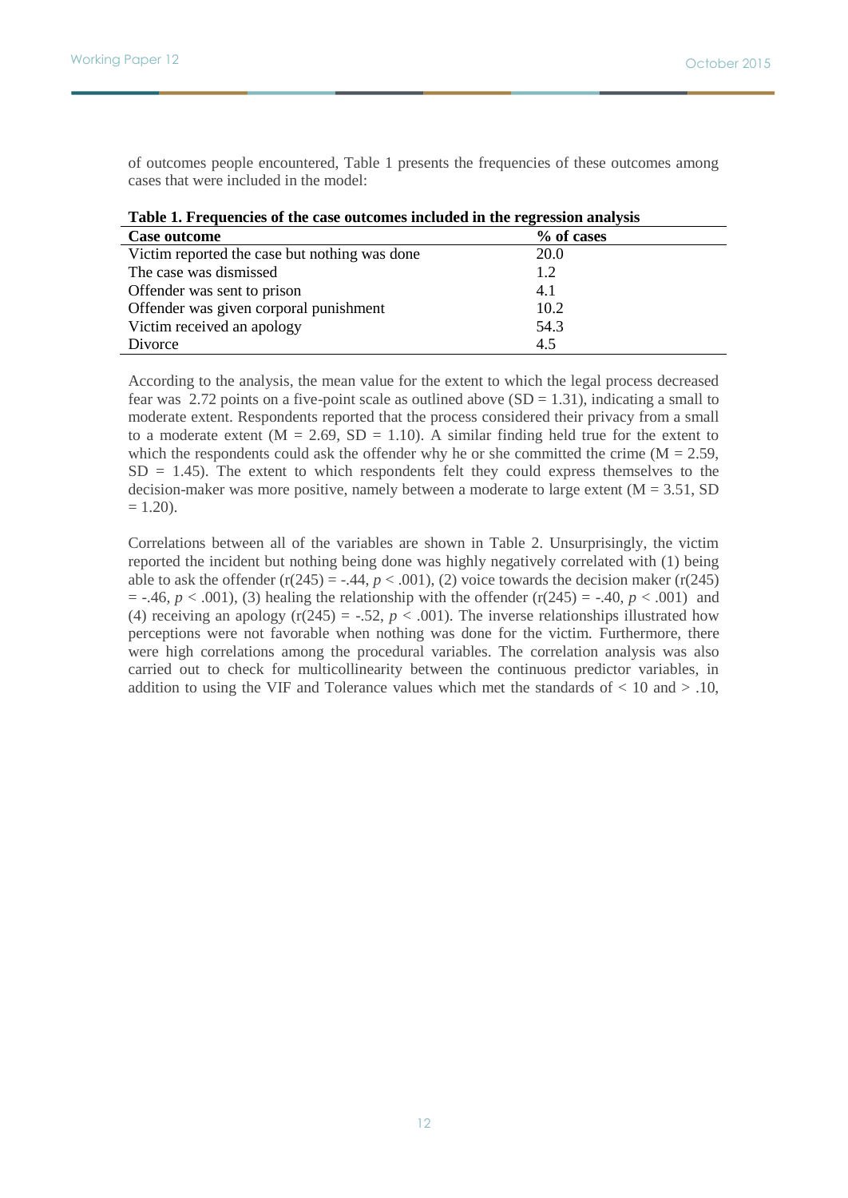of outcomes people encountered, Table 1 presents the frequencies of these outcomes among cases that were included in the model:

**Table 1. Frequencies of the case outcomes included in the regression analysis**

| Case outcome | % of cases |
|---|---|
| Victim reported the case but nothing was done | 20.0 |
| The case was dismissed | 1.2 |
| Offender was sent to prison | 4.1 |
| Offender was given corporal punishment | 10.2 |
| Victim received an apology | 54.3 |
| Divorce | 4.5 |

According to the analysis, the mean value for the extent to which the legal process decreased fear was 2.72 points on a five-point scale as outlined above (SD = 1.31), indicating a small to moderate extent. Respondents reported that the process considered their privacy from a small to a moderate extent (M = 2.69, SD = 1.10). A similar finding held true for the extent to which the respondents could ask the offender why he or she committed the crime (M = 2.59, SD = 1.45). The extent to which respondents felt they could express themselves to the decision-maker was more positive, namely between a moderate to large extent (M = 3.51, SD = 1.20).

Correlations between all of the variables are shown in Table 2. Unsurprisingly, the victim reported the incident but nothing being done was highly negatively correlated with (1) being able to ask the offender ($r(245) = -.44$, $p < .001$), (2) voice towards the decision maker ($r(245) = -.46$, $p < .001$), (3) healing the relationship with the offender ($r(245) = -.40$, $p < .001$) and (4) receiving an apology ($r(245) = -.52$, $p < .001$). The inverse relationships illustrated how perceptions were not favorable when nothing was done for the victim. Furthermore, there were high correlations among the procedural variables. The correlation analysis was also carried out to check for multicollinearity between the continuous predictor variables, in addition to using the VIF and Tolerance values which met the standards of < 10 and > .10,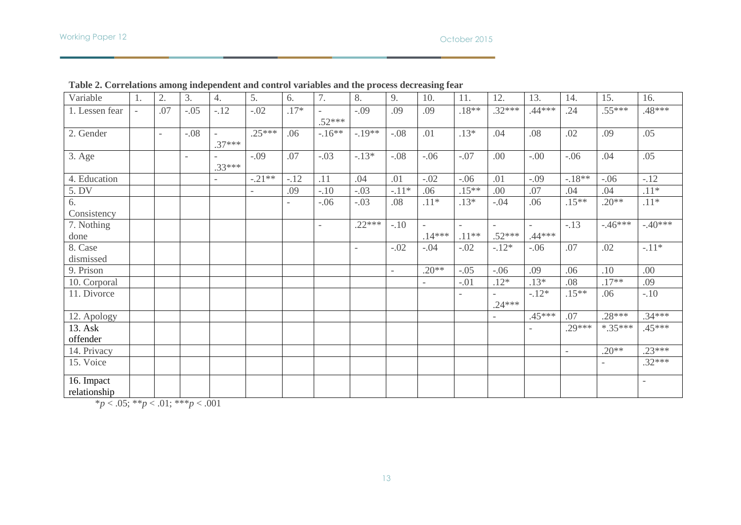**Table 2. Correlations among independent and control variables and the process decreasing fear**

| Variable | 1. | 2. | 3. | 4. | 5. | 6. | 7. | 8. | 9. | 10. | 11. | 12. | 13. | 14. | 15. | 16. |
|---|---|---|---|---|---|---|---|---|---|---|---|---|---|---|---|---|
| 1. Lessen fear | - | .07 | -.05 | -.12 | -.02 | .17* | -.52*** | -.09 | .09 | .09 | .18** | .32*** | .44*** | .24 | .55*** | .48*** |
| 2. Gender | | - | -.08 | -.37*** | .25*** | .06 | -.16** | -.19** | -.08 | .01 | .13* | .04 | .08 | .02 | .09 | .05 |
| 3. Age | | | - | -.33*** | -.09 | .07 | -.03 | -.13* | -.08 | -.06 | -.07 | .00 | -.00 | -.06 | .04 | .05 |
| 4. Education | | | | - | -.21** | -.12 | .11 | .04 | .01 | -.02 | -.06 | .01 | -.09 | -.18** | -.06 | -.12 |
| 5. DV | | | | | - | .09 | -.10 | -.03 | -.11* | .06 | .15** | .00 | .07 | .04 | .04 | .11* |
| 6. Consistency | | | | | | - | -.06 | -.03 | .08 | .11* | .13* | -.04 | .06 | .15** | .20** | .11* |
| 7. Nothing done | | | | | | | - | .22*** | -.10 | -.14*** | -.11** | -.52*** | -.44*** | -.13 | -.46*** | -.40*** |
| 8. Case dismissed | | | | | | | | - | -.02 | -.04 | -.02 | -.12* | -.06 | .07 | .02 | -.11* |
| 9. Prison | | | | | | | | | - | .20** | -.05 | -.06 | .09 | .06 | .10 | .00 |
| 10. Corporal | | | | | | | | | | - | -.01 | .12* | .13* | .08 | .17** | .09 |
| 11. Divorce | | | | | | | | | | | - | -.24*** | -.12* | .15** | .06 | -.10 |
| 12. Apology | | | | | | | | | | | | - | .45*** | .07 | .28*** | .34*** |
| 13. Ask offender | | | | | | | | | | | | | - | .29*** | *.35*** | .45*** |
| 14. Privacy | | | | | | | | | | | | | | - | .20** | .23*** |
| 15. Voice | | | | | | | | | | | | | | | - | .32*** |
| 16. Impact relationship | | | | | | | | | | | | | | | | - |

*$p < .05$; **$p < .01$; ***$p < .001$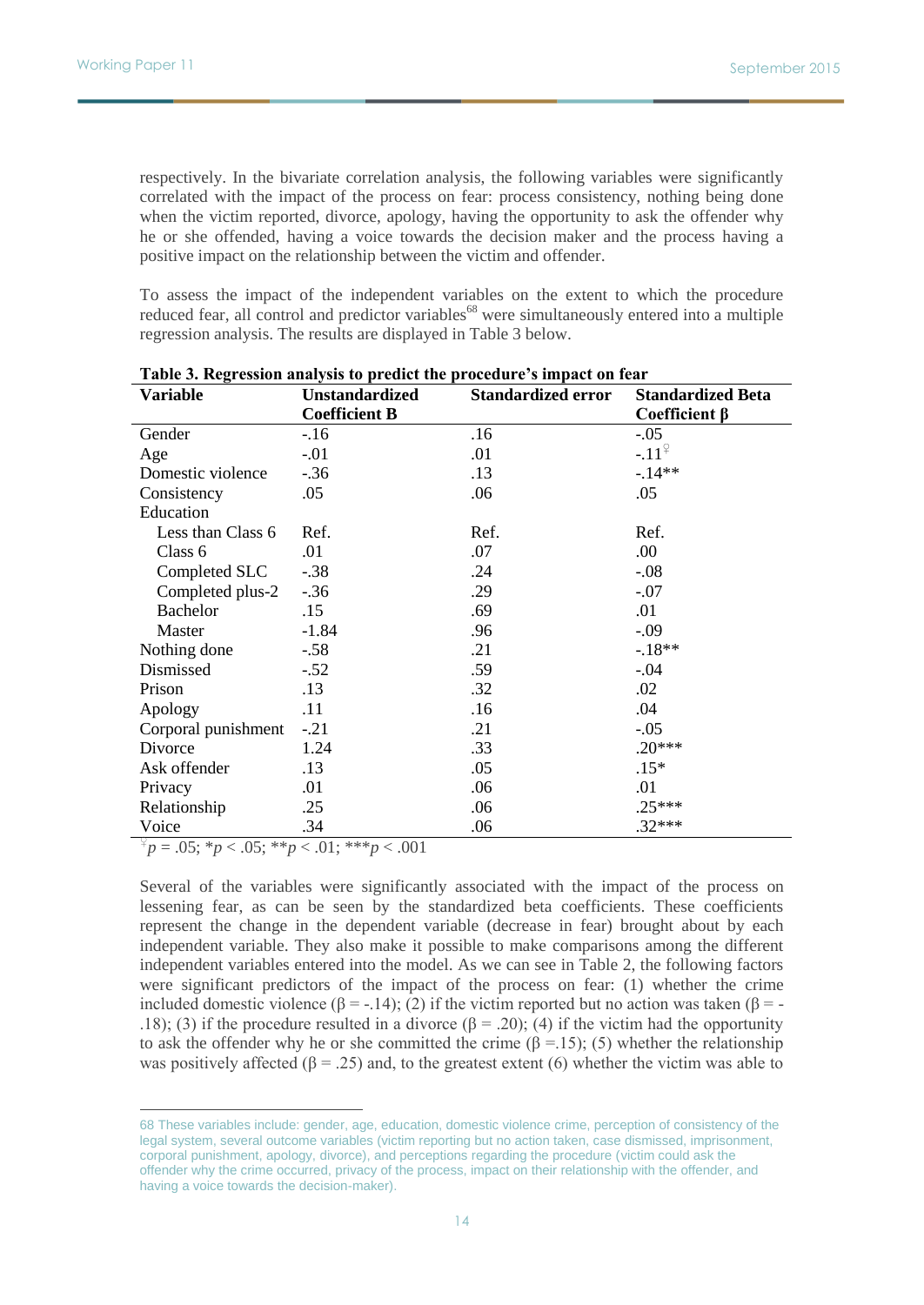respectively. In the bivariate correlation analysis, the following variables were significantly correlated with the impact of the process on fear: process consistency, nothing being done when the victim reported, divorce, apology, having the opportunity to ask the offender why he or she offended, having a voice towards the decision maker and the process having a positive impact on the relationship between the victim and offender.

To assess the impact of the independent variables on the extent to which the procedure reduced fear, all control and predictor variables[68] were simultaneously entered into a multiple regression analysis. The results are displayed in Table 3 below.

**Table 3. Regression analysis to predict the procedure's impact on fear**

| Variable | Unstandardized Coefficient B | Standardized error | Standardized Beta Coefficient β |
|---|---|---|---|
| Gender | -.16 | .16 | -.05 |
| Age | -.01 | .01 | -.11♀ |
| Domestic violence | -.36 | .13 | -.14** |
| Consistency | .05 | .06 | .05 |
| Education | | | |
| Less than Class 6 | Ref. | Ref. | Ref. |
| Class 6 | .01 | .07 | .00 |
| Completed SLC | -.38 | .24 | -.08 |
| Completed plus-2 | -.36 | .29 | -.07 |
| Bachelor | .15 | .69 | .01 |
| Master | -1.84 | .96 | -.09 |
| Nothing done | -.58 | .21 | -.18** |
| Dismissed | -.52 | .59 | -.04 |
| Prison | .13 | .32 | .02 |
| Apology | .11 | .16 | .04 |
| Corporal punishment | -.21 | .21 | -.05 |
| Divorce | 1.24 | .33 | .20*** |
| Ask offender | .13 | .05 | .15* |
| Privacy | .01 | .06 | .01 |
| Relationship | .25 | .06 | .25*** |
| Voice | .34 | .06 | .32*** |

♀$p = .05$; *$p < .05$; **$p < .01$; ***$p < .001$

Several of the variables were significantly associated with the impact of the process on lessening fear, as can be seen by the standardized beta coefficients. These coefficients represent the change in the dependent variable (decrease in fear) brought about by each independent variable. They also make it possible to make comparisons among the different independent variables entered into the model. As we can see in Table 2, the following factors were significant predictors of the impact of the process on fear: (1) whether the crime included domestic violence (β = -.14); (2) if the victim reported but no action was taken (β = -.18); (3) if the procedure resulted in a divorce (β = .20); (4) if the victim had the opportunity to ask the offender why he or she committed the crime (β =.15); (5) whether the relationship was positively affected (β = .25) and, to the greatest extent (6) whether the victim was able to

68 These variables include: gender, age, education, domestic violence crime, perception of consistency of the legal system, several outcome variables (victim reporting but no action taken, case dismissed, imprisonment, corporal punishment, apology, divorce), and perceptions regarding the procedure (victim could ask the offender why the crime occurred, privacy of the process, impact on their relationship with the offender, and having a voice towards the decision-maker).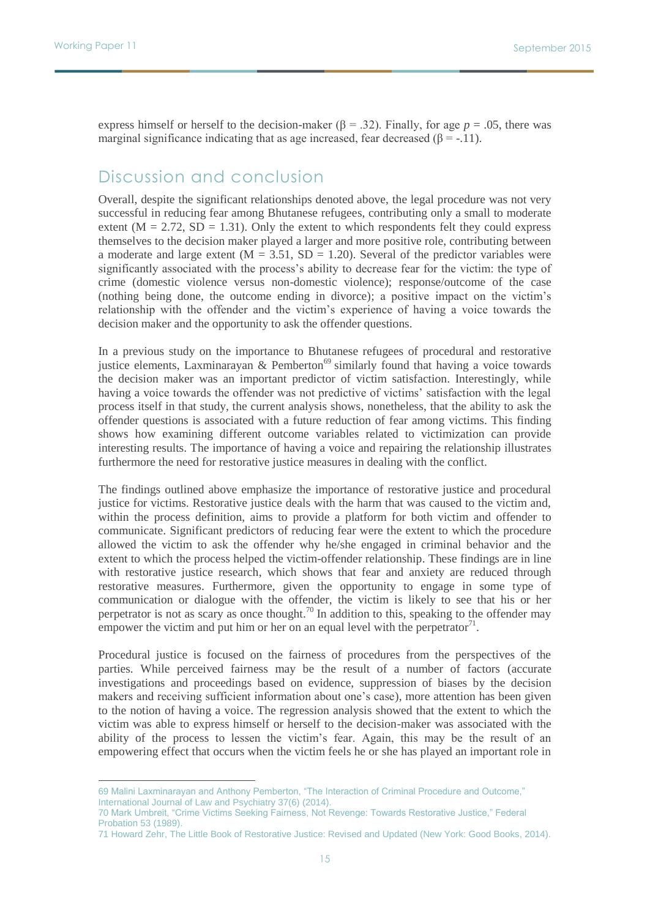express himself or herself to the decision-maker ($\beta = .32$). Finally, for age $p = .05$, there was marginal significance indicating that as age increased, fear decreased ($\beta = -.11$).

## Discussion and conclusion

Overall, despite the significant relationships denoted above, the legal procedure was not very successful in reducing fear among Bhutanese refugees, contributing only a small to moderate extent (M = 2.72, SD = 1.31). Only the extent to which respondents felt they could express themselves to the decision maker played a larger and more positive role, contributing between a moderate and large extent (M = 3.51, SD = 1.20). Several of the predictor variables were significantly associated with the process's ability to decrease fear for the victim: the type of crime (domestic violence versus non-domestic violence); response/outcome of the case (nothing being done, the outcome ending in divorce); a positive impact on the victim's relationship with the offender and the victim's experience of having a voice towards the decision maker and the opportunity to ask the offender questions.

In a previous study on the importance to Bhutanese refugees of procedural and restorative justice elements, Laxminarayan & Pemberton[69] similarly found that having a voice towards the decision maker was an important predictor of victim satisfaction. Interestingly, while having a voice towards the offender was not predictive of victims' satisfaction with the legal process itself in that study, the current analysis shows, nonetheless, that the ability to ask the offender questions is associated with a future reduction of fear among victims. This finding shows how examining different outcome variables related to victimization can provide interesting results. The importance of having a voice and repairing the relationship illustrates furthermore the need for restorative justice measures in dealing with the conflict.

The findings outlined above emphasize the importance of restorative justice and procedural justice for victims. Restorative justice deals with the harm that was caused to the victim and, within the process definition, aims to provide a platform for both victim and offender to communicate. Significant predictors of reducing fear were the extent to which the procedure allowed the victim to ask the offender why he/she engaged in criminal behavior and the extent to which the process helped the victim-offender relationship. These findings are in line with restorative justice research, which shows that fear and anxiety are reduced through restorative measures. Furthermore, given the opportunity to engage in some type of communication or dialogue with the offender, the victim is likely to see that his or her perpetrator is not as scary as once thought.[70] In addition to this, speaking to the offender may empower the victim and put him or her on an equal level with the perpetrator[71].

Procedural justice is focused on the fairness of procedures from the perspectives of the parties. While perceived fairness may be the result of a number of factors (accurate investigations and proceedings based on evidence, suppression of biases by the decision makers and receiving sufficient information about one's case), more attention has been given to the notion of having a voice. The regression analysis showed that the extent to which the victim was able to express himself or herself to the decision-maker was associated with the ability of the process to lessen the victim's fear. Again, this may be the result of an empowering effect that occurs when the victim feels he or she has played an important role in

---

69 Malini Laxminarayan and Anthony Pemberton, "The Interaction of Criminal Procedure and Outcome," International Journal of Law and Psychiatry 37(6) (2014).

70 Mark Umbreit, "Crime Victims Seeking Fairness, Not Revenge: Towards Restorative Justice," Federal Probation 53 (1989).

71 Howard Zehr, The Little Book of Restorative Justice: Revised and Updated (New York: Good Books, 2014).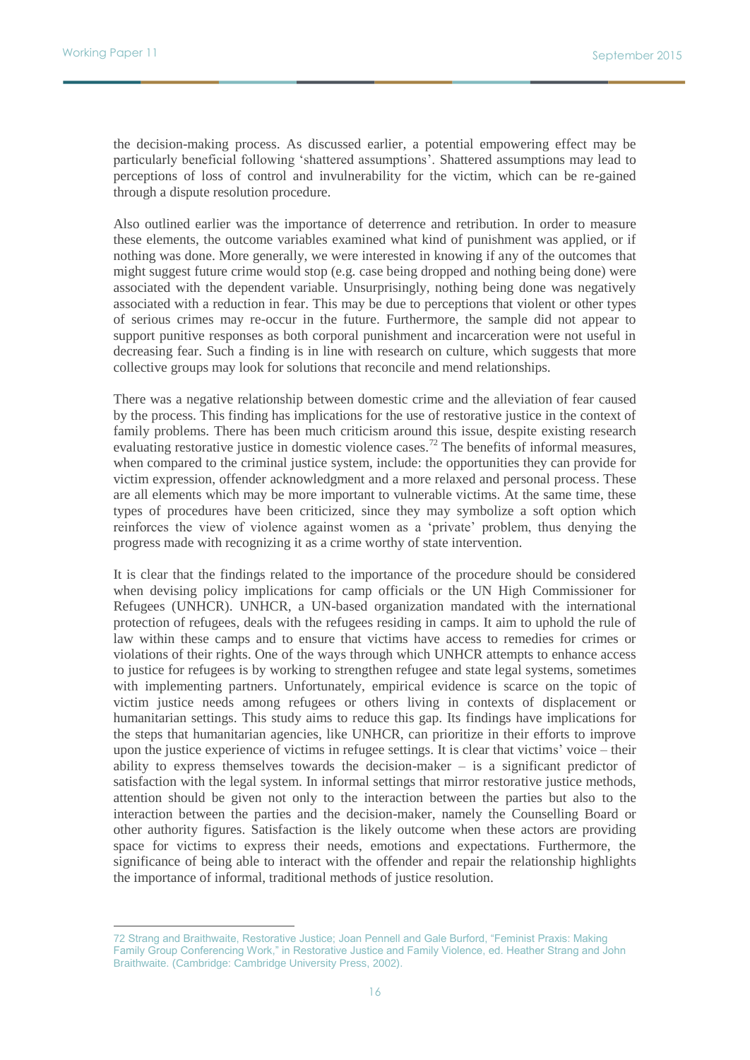the decision-making process. As discussed earlier, a potential empowering effect may be particularly beneficial following 'shattered assumptions'. Shattered assumptions may lead to perceptions of loss of control and invulnerability for the victim, which can be re-gained through a dispute resolution procedure.

Also outlined earlier was the importance of deterrence and retribution. In order to measure these elements, the outcome variables examined what kind of punishment was applied, or if nothing was done. More generally, we were interested in knowing if any of the outcomes that might suggest future crime would stop (e.g. case being dropped and nothing being done) were associated with the dependent variable. Unsurprisingly, nothing being done was negatively associated with a reduction in fear. This may be due to perceptions that violent or other types of serious crimes may re-occur in the future. Furthermore, the sample did not appear to support punitive responses as both corporal punishment and incarceration were not useful in decreasing fear. Such a finding is in line with research on culture, which suggests that more collective groups may look for solutions that reconcile and mend relationships.

There was a negative relationship between domestic crime and the alleviation of fear caused by the process. This finding has implications for the use of restorative justice in the context of family problems. There has been much criticism around this issue, despite existing research evaluating restorative justice in domestic violence cases.[72] The benefits of informal measures, when compared to the criminal justice system, include: the opportunities they can provide for victim expression, offender acknowledgment and a more relaxed and personal process. These are all elements which may be more important to vulnerable victims. At the same time, these types of procedures have been criticized, since they may symbolize a soft option which reinforces the view of violence against women as a 'private' problem, thus denying the progress made with recognizing it as a crime worthy of state intervention.

It is clear that the findings related to the importance of the procedure should be considered when devising policy implications for camp officials or the UN High Commissioner for Refugees (UNHCR). UNHCR, a UN-based organization mandated with the international protection of refugees, deals with the refugees residing in camps. It aim to uphold the rule of law within these camps and to ensure that victims have access to remedies for crimes or violations of their rights. One of the ways through which UNHCR attempts to enhance access to justice for refugees is by working to strengthen refugee and state legal systems, sometimes with implementing partners. Unfortunately, empirical evidence is scarce on the topic of victim justice needs among refugees or others living in contexts of displacement or humanitarian settings. This study aims to reduce this gap. Its findings have implications for the steps that humanitarian agencies, like UNHCR, can prioritize in their efforts to improve upon the justice experience of victims in refugee settings. It is clear that victims' voice – their ability to express themselves towards the decision-maker – is a significant predictor of satisfaction with the legal system. In informal settings that mirror restorative justice methods, attention should be given not only to the interaction between the parties but also to the interaction between the parties and the decision-maker, namely the Counselling Board or other authority figures. Satisfaction is the likely outcome when these actors are providing space for victims to express their needs, emotions and expectations. Furthermore, the significance of being able to interact with the offender and repair the relationship highlights the importance of informal, traditional methods of justice resolution.

---

72 Strang and Braithwaite, Restorative Justice; Joan Pennell and Gale Burford, "Feminist Praxis: Making Family Group Conferencing Work," in Restorative Justice and Family Violence, ed. Heather Strang and John Braithwaite. (Cambridge: Cambridge University Press, 2002).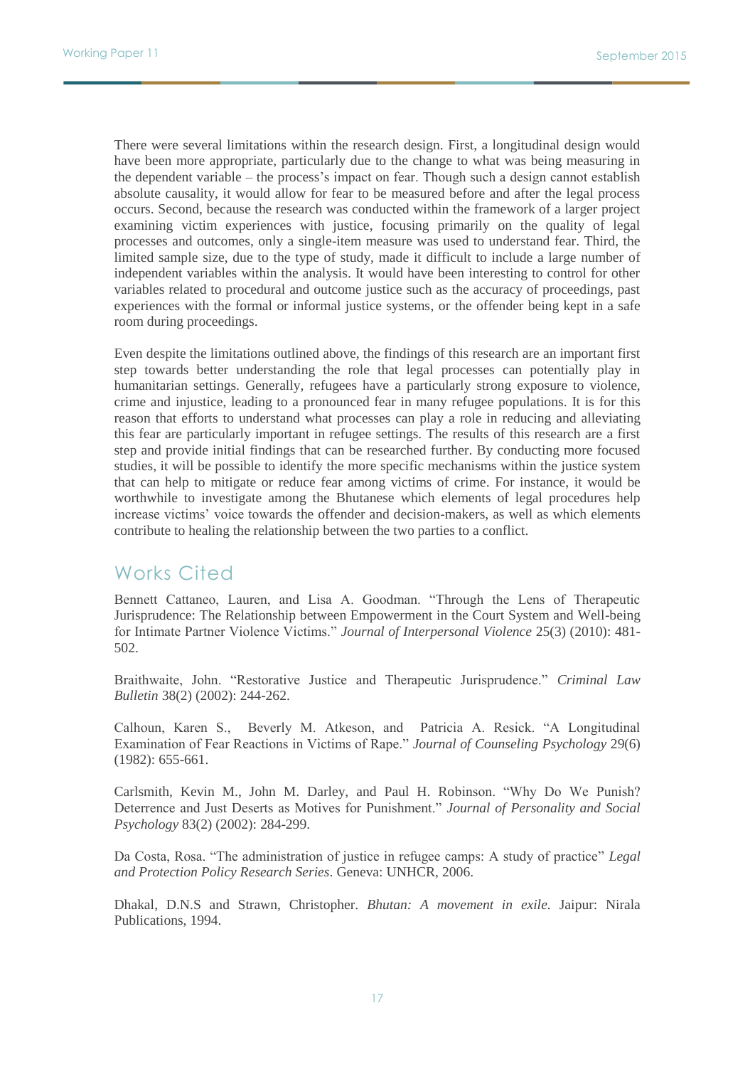There were several limitations within the research design. First, a longitudinal design would have been more appropriate, particularly due to the change to what was being measuring in the dependent variable – the process's impact on fear. Though such a design cannot establish absolute causality, it would allow for fear to be measured before and after the legal process occurs. Second, because the research was conducted within the framework of a larger project examining victim experiences with justice, focusing primarily on the quality of legal processes and outcomes, only a single-item measure was used to understand fear. Third, the limited sample size, due to the type of study, made it difficult to include a large number of independent variables within the analysis. It would have been interesting to control for other variables related to procedural and outcome justice such as the accuracy of proceedings, past experiences with the formal or informal justice systems, or the offender being kept in a safe room during proceedings.

Even despite the limitations outlined above, the findings of this research are an important first step towards better understanding the role that legal processes can potentially play in humanitarian settings. Generally, refugees have a particularly strong exposure to violence, crime and injustice, leading to a pronounced fear in many refugee populations. It is for this reason that efforts to understand what processes can play a role in reducing and alleviating this fear are particularly important in refugee settings. The results of this research are a first step and provide initial findings that can be researched further. By conducting more focused studies, it will be possible to identify the more specific mechanisms within the justice system that can help to mitigate or reduce fear among victims of crime. For instance, it would be worthwhile to investigate among the Bhutanese which elements of legal procedures help increase victims' voice towards the offender and decision-makers, as well as which elements contribute to healing the relationship between the two parties to a conflict.

## Works Cited

Bennett Cattaneo, Lauren, and Lisa A. Goodman. "Through the Lens of Therapeutic Jurisprudence: The Relationship between Empowerment in the Court System and Well-being for Intimate Partner Violence Victims." *Journal of Interpersonal Violence* 25(3) (2010): 481-502.

Braithwaite, John. "Restorative Justice and Therapeutic Jurisprudence." *Criminal Law Bulletin* 38(2) (2002): 244-262.

Calhoun, Karen S., Beverly M. Atkeson, and Patricia A. Resick. "A Longitudinal Examination of Fear Reactions in Victims of Rape." *Journal of Counseling Psychology* 29(6) (1982): 655-661.

Carlsmith, Kevin M., John M. Darley, and Paul H. Robinson. "Why Do We Punish? Deterrence and Just Deserts as Motives for Punishment." *Journal of Personality and Social Psychology* 83(2) (2002): 284-299.

Da Costa, Rosa. "The administration of justice in refugee camps: A study of practice" *Legal and Protection Policy Research Series*. Geneva: UNHCR, 2006.

Dhakal, D.N.S and Strawn, Christopher. *Bhutan: A movement in exile.* Jaipur: Nirala Publications, 1994.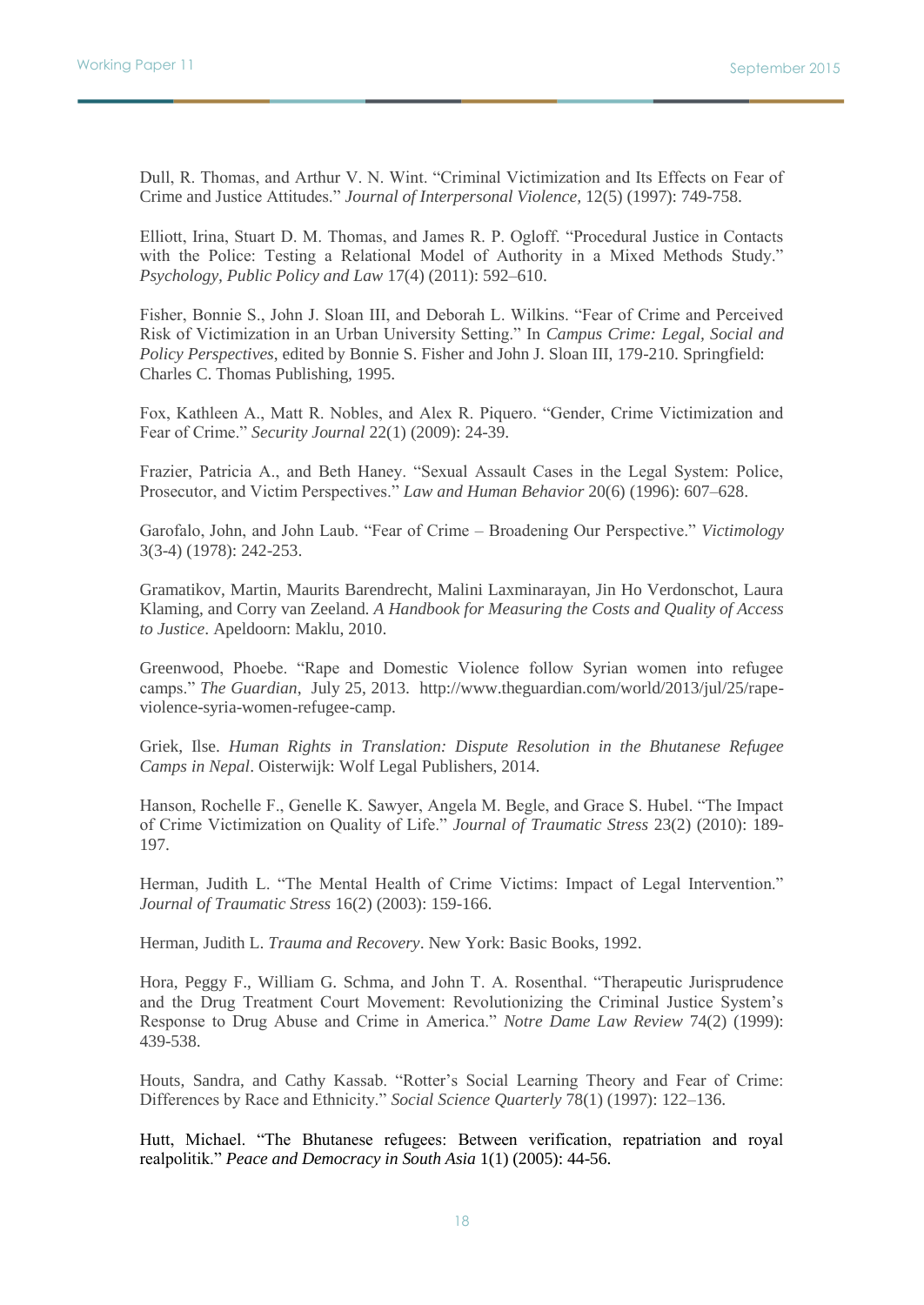Dull, R. Thomas, and Arthur V. N. Wint. "Criminal Victimization and Its Effects on Fear of Crime and Justice Attitudes." *Journal of Interpersonal Violence,* 12(5) (1997): 749-758.

Elliott, Irina, Stuart D. M. Thomas, and James R. P. Ogloff. "Procedural Justice in Contacts with the Police: Testing a Relational Model of Authority in a Mixed Methods Study." *Psychology, Public Policy and Law* 17(4) (2011): 592–610.

Fisher, Bonnie S., John J. Sloan III, and Deborah L. Wilkins. "Fear of Crime and Perceived Risk of Victimization in an Urban University Setting." In *Campus Crime: Legal, Social and Policy Perspectives*, edited by Bonnie S. Fisher and John J. Sloan III, 179-210. Springfield: Charles C. Thomas Publishing, 1995.

Fox, Kathleen A., Matt R. Nobles, and Alex R. Piquero. "Gender, Crime Victimization and Fear of Crime." *Security Journal* 22(1) (2009): 24-39.

Frazier, Patricia A., and Beth Haney. "Sexual Assault Cases in the Legal System: Police, Prosecutor, and Victim Perspectives." *Law and Human Behavior* 20(6) (1996): 607–628.

Garofalo, John, and John Laub. "Fear of Crime – Broadening Our Perspective." *Victimology* 3(3-4) (1978): 242-253.

Gramatikov, Martin, Maurits Barendrecht, Malini Laxminarayan, Jin Ho Verdonschot, Laura Klaming, and Corry van Zeeland. *A Handbook for Measuring the Costs and Quality of Access to Justice*. Apeldoorn: Maklu, 2010.

Greenwood, Phoebe. "Rape and Domestic Violence follow Syrian women into refugee camps." *The Guardian*, July 25, 2013. http://www.theguardian.com/world/2013/jul/25/rape-violence-syria-women-refugee-camp.

Griek, Ilse. *Human Rights in Translation: Dispute Resolution in the Bhutanese Refugee Camps in Nepal*. Oisterwijk: Wolf Legal Publishers, 2014.

Hanson, Rochelle F., Genelle K. Sawyer, Angela M. Begle, and Grace S. Hubel. "The Impact of Crime Victimization on Quality of Life." *Journal of Traumatic Stress* 23(2) (2010): 189-197.

Herman, Judith L. "The Mental Health of Crime Victims: Impact of Legal Intervention." *Journal of Traumatic Stress* 16(2) (2003): 159-166.

Herman, Judith L. *Trauma and Recovery*. New York: Basic Books, 1992.

Hora, Peggy F., William G. Schma, and John T. A. Rosenthal. "Therapeutic Jurisprudence and the Drug Treatment Court Movement: Revolutionizing the Criminal Justice System's Response to Drug Abuse and Crime in America." *Notre Dame Law Review* 74(2) (1999): 439-538.

Houts, Sandra, and Cathy Kassab. "Rotter's Social Learning Theory and Fear of Crime: Differences by Race and Ethnicity." *Social Science Quarterly* 78(1) (1997): 122–136.

Hutt, Michael. "The Bhutanese refugees: Between verification, repatriation and royal realpolitik." *Peace and Democracy in South Asia* 1(1) (2005): 44-56.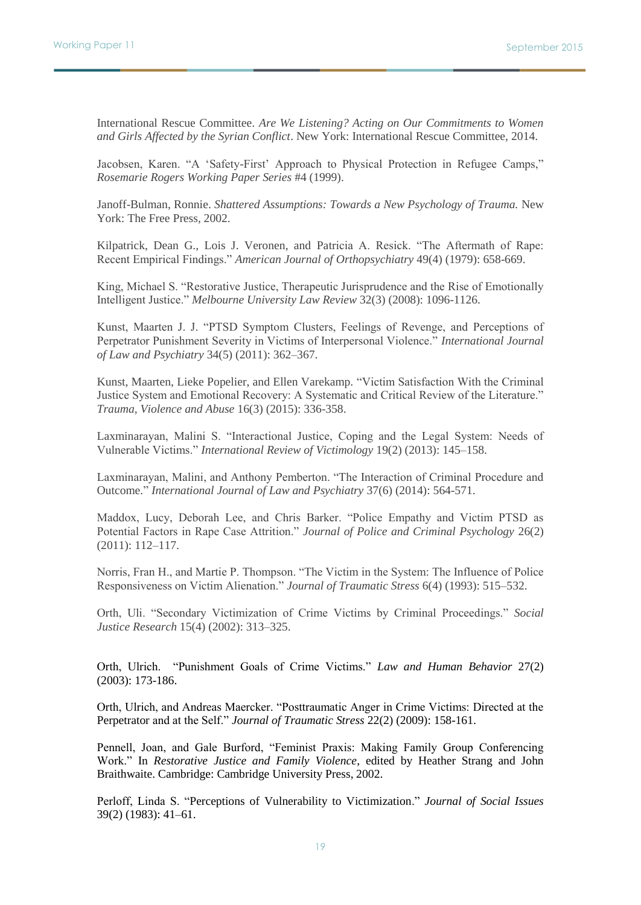International Rescue Committee. *Are We Listening? Acting on Our Commitments to Women and Girls Affected by the Syrian Conflict*. New York: International Rescue Committee, 2014.

Jacobsen, Karen. "A 'Safety-First' Approach to Physical Protection in Refugee Camps," *Rosemarie Rogers Working Paper Series* #4 (1999).

Janoff-Bulman, Ronnie. *Shattered Assumptions: Towards a New Psychology of Trauma.* New York: The Free Press, 2002.

Kilpatrick, Dean G., Lois J. Veronen, and Patricia A. Resick. "The Aftermath of Rape: Recent Empirical Findings." *American Journal of Orthopsychiatry* 49(4) (1979): 658-669.

King, Michael S. "Restorative Justice, Therapeutic Jurisprudence and the Rise of Emotionally Intelligent Justice." *Melbourne University Law Review* 32(3) (2008): 1096-1126.

Kunst, Maarten J. J. "PTSD Symptom Clusters, Feelings of Revenge, and Perceptions of Perpetrator Punishment Severity in Victims of Interpersonal Violence." *International Journal of Law and Psychiatry* 34(5) (2011): 362–367.

Kunst, Maarten, Lieke Popelier, and Ellen Varekamp. "Victim Satisfaction With the Criminal Justice System and Emotional Recovery: A Systematic and Critical Review of the Literature." *Trauma, Violence and Abuse* 16(3) (2015): 336-358.

Laxminarayan, Malini S. "Interactional Justice, Coping and the Legal System: Needs of Vulnerable Victims." *International Review of Victimology* 19(2) (2013): 145–158.

Laxminarayan, Malini, and Anthony Pemberton. "The Interaction of Criminal Procedure and Outcome." *International Journal of Law and Psychiatry* 37(6) (2014): 564-571.

Maddox, Lucy, Deborah Lee, and Chris Barker. "Police Empathy and Victim PTSD as Potential Factors in Rape Case Attrition." *Journal of Police and Criminal Psychology* 26(2) (2011): 112–117.

Norris, Fran H., and Martie P. Thompson. "The Victim in the System: The Influence of Police Responsiveness on Victim Alienation." *Journal of Traumatic Stress* 6(4) (1993): 515–532.

Orth, Uli. "Secondary Victimization of Crime Victims by Criminal Proceedings." *Social Justice Research* 15(4) (2002): 313–325.

Orth, Ulrich. "Punishment Goals of Crime Victims." *Law and Human Behavior* 27(2) (2003): 173-186.

Orth, Ulrich, and Andreas Maercker. "Posttraumatic Anger in Crime Victims: Directed at the Perpetrator and at the Self." *Journal of Traumatic Stress* 22(2) (2009): 158-161.

Pennell, Joan, and Gale Burford, "Feminist Praxis: Making Family Group Conferencing Work." In *Restorative Justice and Family Violence*, edited by Heather Strang and John Braithwaite. Cambridge: Cambridge University Press, 2002.

Perloff, Linda S. "Perceptions of Vulnerability to Victimization." *Journal of Social Issues* 39(2) (1983): 41–61.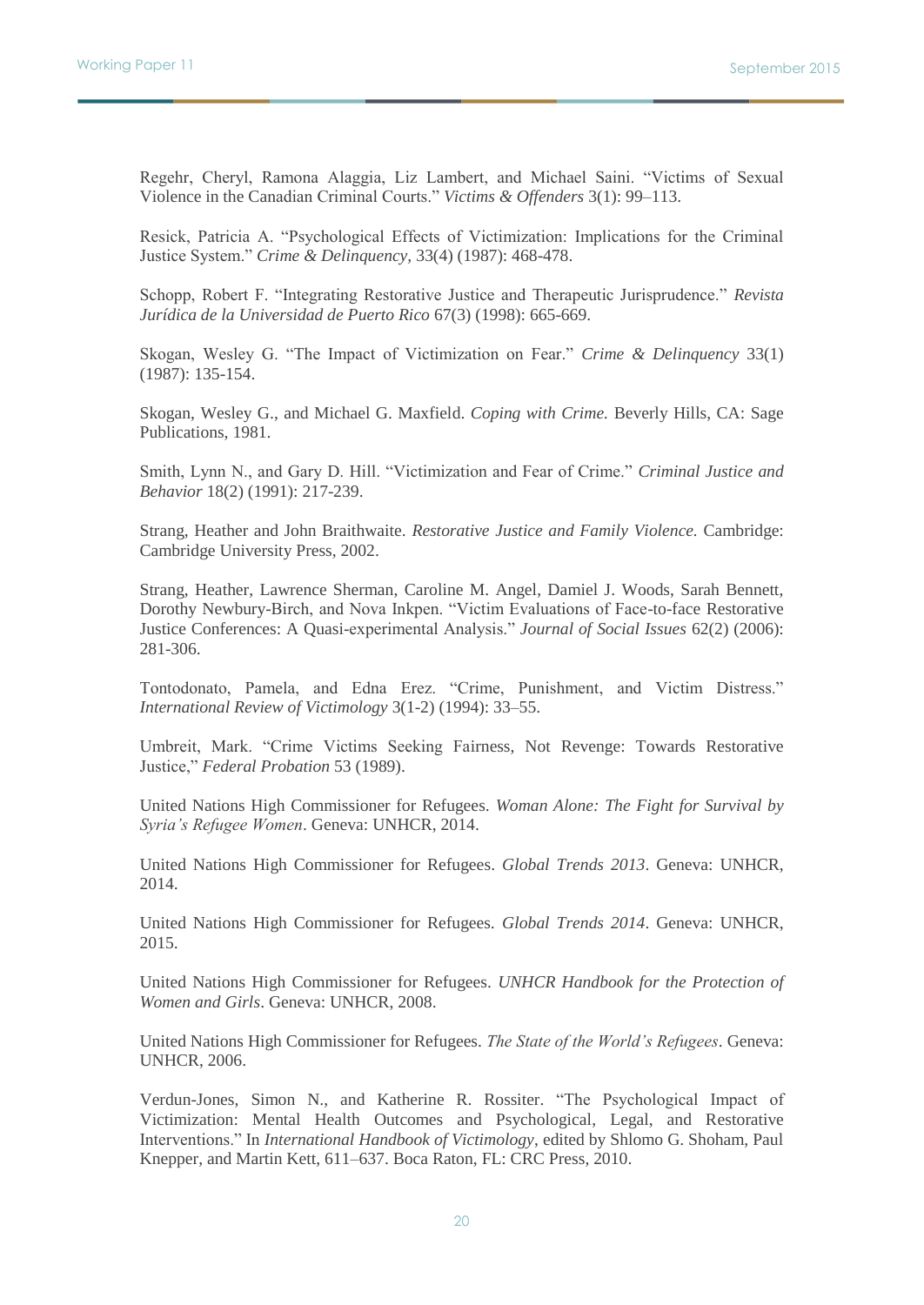Regehr, Cheryl, Ramona Alaggia, Liz Lambert, and Michael Saini. "Victims of Sexual Violence in the Canadian Criminal Courts." *Victims & Offenders* 3(1): 99–113.

Resick, Patricia A. "Psychological Effects of Victimization: Implications for the Criminal Justice System." *Crime & Delinquency,* 33(4) (1987): 468-478.

Schopp, Robert F. "Integrating Restorative Justice and Therapeutic Jurisprudence." *Revista Jurídica de la Universidad de Puerto Rico* 67(3) (1998): 665-669.

Skogan, Wesley G. "The Impact of Victimization on Fear." *Crime & Delinquency* 33(1) (1987): 135-154.

Skogan, Wesley G., and Michael G. Maxfield. *Coping with Crime.* Beverly Hills, CA: Sage Publications, 1981.

Smith, Lynn N., and Gary D. Hill. "Victimization and Fear of Crime." *Criminal Justice and Behavior* 18(2) (1991): 217-239.

Strang, Heather and John Braithwaite. *Restorative Justice and Family Violence.* Cambridge: Cambridge University Press, 2002.

Strang, Heather, Lawrence Sherman, Caroline M. Angel, Damiel J. Woods, Sarah Bennett, Dorothy Newbury-Birch, and Nova Inkpen. "Victim Evaluations of Face-to-face Restorative Justice Conferences: A Quasi-experimental Analysis." *Journal of Social Issues* 62(2) (2006): 281-306.

Tontodonato, Pamela, and Edna Erez. "Crime, Punishment, and Victim Distress." *International Review of Victimology* 3(1-2) (1994): 33–55.

Umbreit, Mark. "Crime Victims Seeking Fairness, Not Revenge: Towards Restorative Justice," *Federal Probation* 53 (1989).

United Nations High Commissioner for Refugees. *Woman Alone: The Fight for Survival by Syria's Refugee Women*. Geneva: UNHCR, 2014.

United Nations High Commissioner for Refugees. *Global Trends 2013*. Geneva: UNHCR, 2014.

United Nations High Commissioner for Refugees. *Global Trends 2014*. Geneva: UNHCR, 2015.

United Nations High Commissioner for Refugees. *UNHCR Handbook for the Protection of Women and Girls*. Geneva: UNHCR, 2008.

United Nations High Commissioner for Refugees. *The State of the World's Refugees*. Geneva: UNHCR, 2006.

Verdun-Jones, Simon N., and Katherine R. Rossiter. "The Psychological Impact of Victimization: Mental Health Outcomes and Psychological, Legal, and Restorative Interventions." In *International Handbook of Victimology*, edited by Shlomo G. Shoham, Paul Knepper, and Martin Kett, 611–637. Boca Raton, FL: CRC Press, 2010.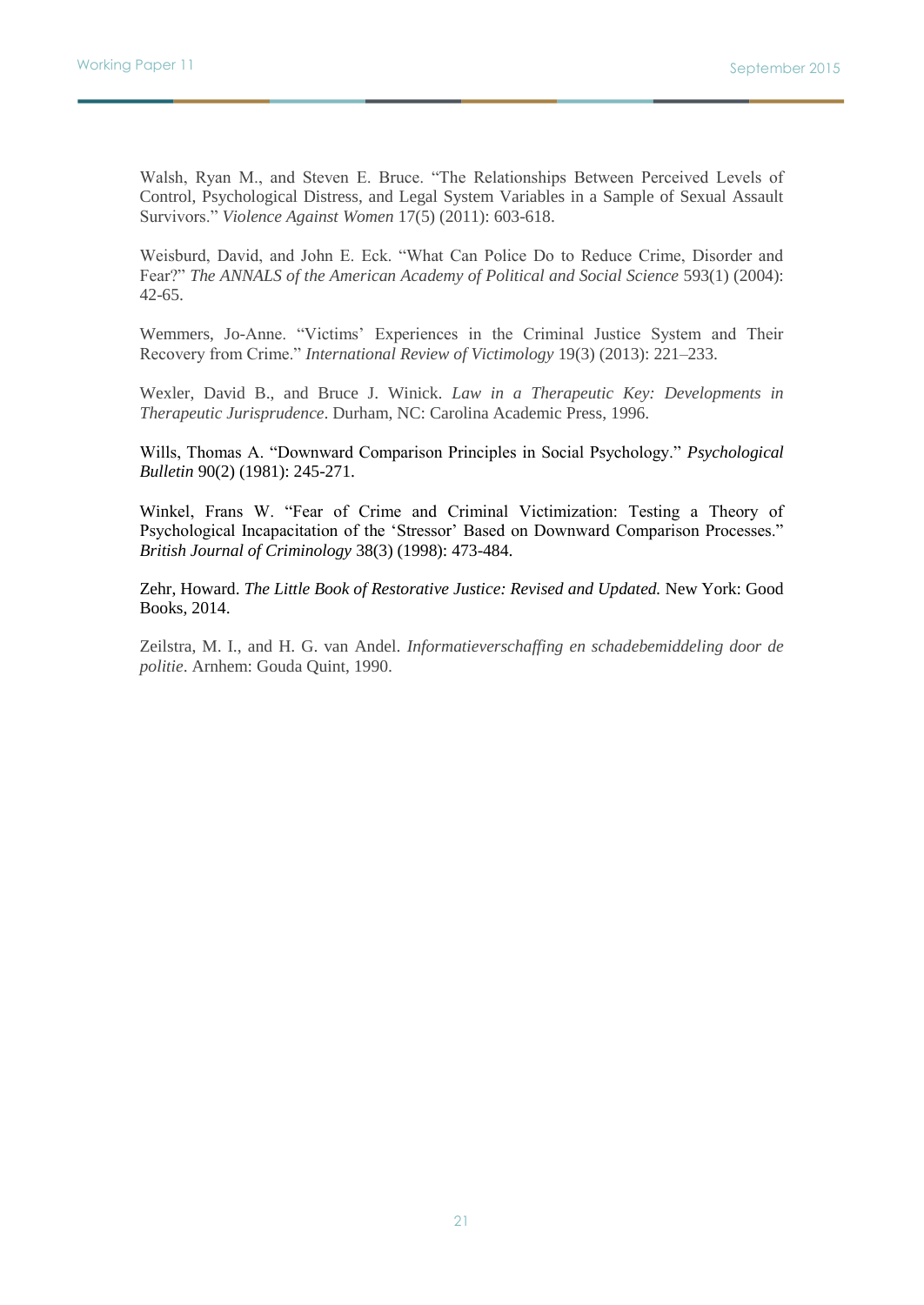Walsh, Ryan M., and Steven E. Bruce. "The Relationships Between Perceived Levels of Control, Psychological Distress, and Legal System Variables in a Sample of Sexual Assault Survivors." *Violence Against Women* 17(5) (2011): 603-618.

Weisburd, David, and John E. Eck. "What Can Police Do to Reduce Crime, Disorder and Fear?" *The ANNALS of the American Academy of Political and Social Science* 593(1) (2004): 42-65.

Wemmers, Jo-Anne. "Victims' Experiences in the Criminal Justice System and Their Recovery from Crime." *International Review of Victimology* 19(3) (2013): 221–233.

Wexler, David B., and Bruce J. Winick. *Law in a Therapeutic Key: Developments in Therapeutic Jurisprudence*. Durham, NC: Carolina Academic Press, 1996.

Wills, Thomas A. "Downward Comparison Principles in Social Psychology." *Psychological Bulletin* 90(2) (1981): 245-271.

Winkel, Frans W. "Fear of Crime and Criminal Victimization: Testing a Theory of Psychological Incapacitation of the 'Stressor' Based on Downward Comparison Processes." *British Journal of Criminology* 38(3) (1998): 473-484.

Zehr, Howard. *The Little Book of Restorative Justice: Revised and Updated.* New York: Good Books, 2014.

Zeilstra, M. I., and H. G. van Andel. *Informatieverschaffing en schadebemiddeling door de politie*. Arnhem: Gouda Quint, 1990.